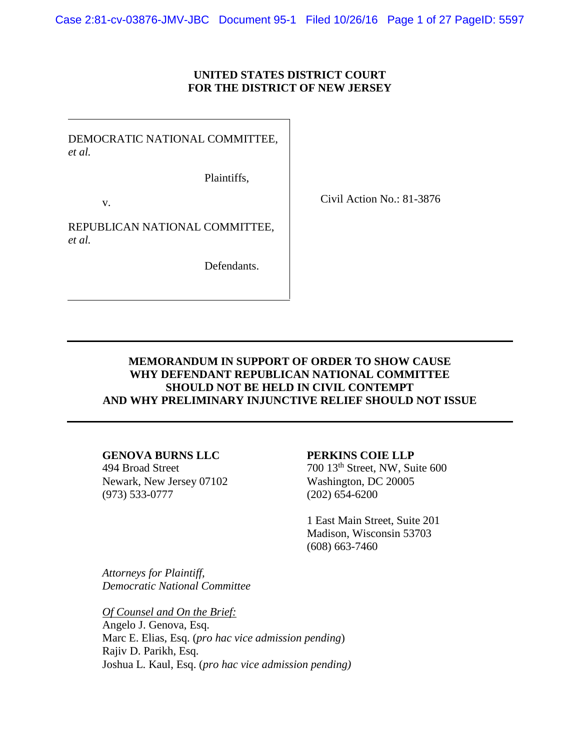**UNITED STATES DISTRICT COURT**
**FOR THE DISTRICT OF NEW JERSEY**

DEMOCRATIC NATIONAL COMMITTEE, *et al.*

Plaintiffs,

v.

REPUBLICAN NATIONAL COMMITTEE, *et al.*

Defendants.

Civil Action No.: 81-3876

---

**MEMORANDUM IN SUPPORT OF ORDER TO SHOW CAUSE WHY DEFENDANT REPUBLICAN NATIONAL COMMITTEE SHOULD NOT BE HELD IN CIVIL CONTEMPT AND WHY PRELIMINARY INJUNCTIVE RELIEF SHOULD NOT ISSUE**

---

**GENOVA BURNS LLC**
494 Broad Street
Newark, New Jersey 07102
(973) 533-0777

**PERKINS COIE LLP**
700 13th Street, NW, Suite 600
Washington, DC 20005
(202) 654-6200

1 East Main Street, Suite 201
Madison, Wisconsin 53703
(608) 663-7460

*Attorneys for Plaintiff,*
*Democratic National Committee*

*Of Counsel and On the Brief:*
Angelo J. Genova, Esq.
Marc E. Elias, Esq. (*pro hac vice admission pending*)
Rajiv D. Parikh, Esq.
Joshua L. Kaul, Esq. (*pro hac vice admission pending)*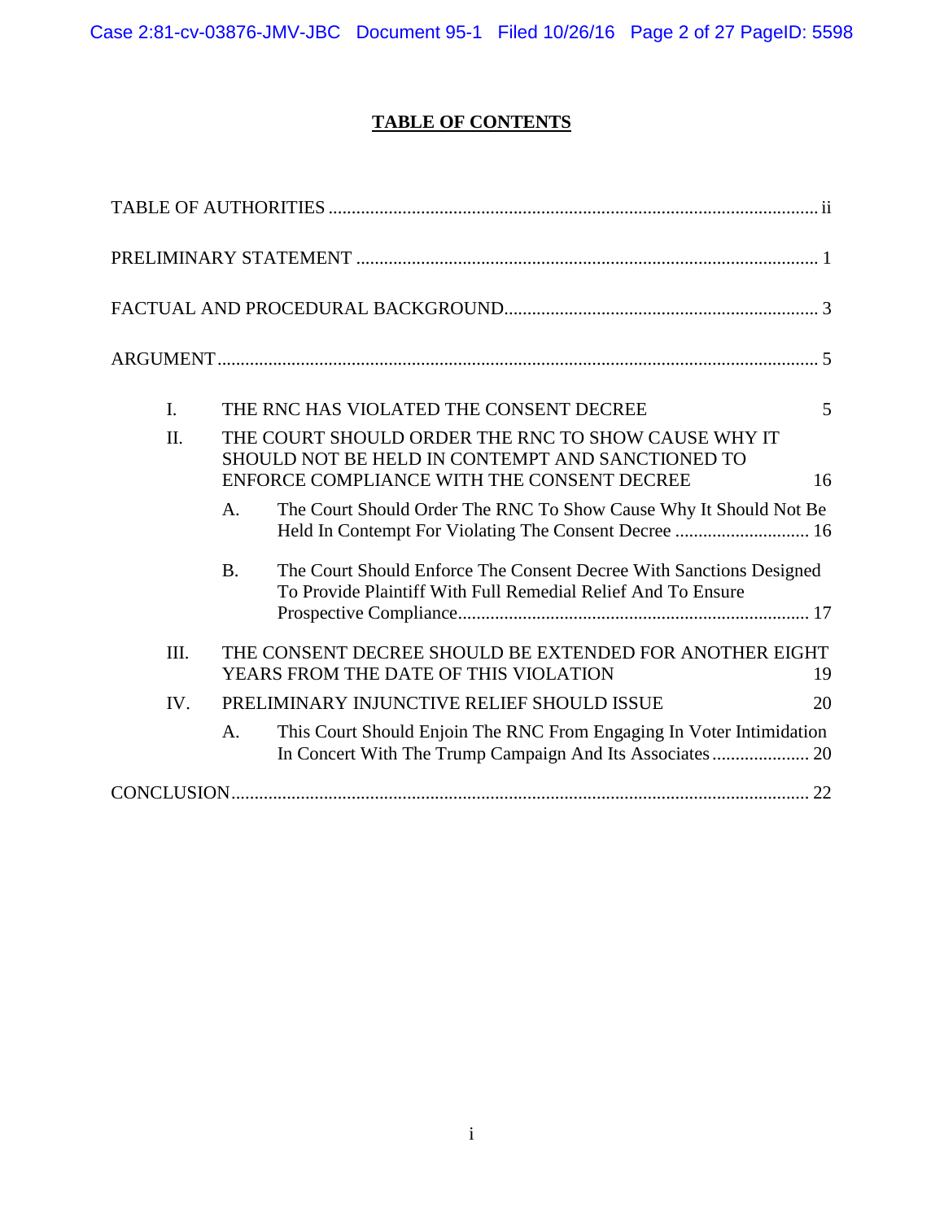# TABLE OF CONTENTS

TABLE OF AUTHORITIES ........................................................................................................ ii

PRELIMINARY STATEMENT ................................................................................................... 1

FACTUAL AND PROCEDURAL BACKGROUND................................................................... 3

ARGUMENT ................................................................................................................................ 5

I. THE RNC HAS VIOLATED THE CONSENT DECREE 5

II. THE COURT SHOULD ORDER THE RNC TO SHOW CAUSE WHY IT SHOULD NOT BE HELD IN CONTEMPT AND SANCTIONED TO ENFORCE COMPLIANCE WITH THE CONSENT DECREE 16

A. The Court Should Order The RNC To Show Cause Why It Should Not Be Held In Contempt For Violating The Consent Decree ............................. 16

B. The Court Should Enforce The Consent Decree With Sanctions Designed To Provide Plaintiff With Full Remedial Relief And To Ensure Prospective Compliance........................................................................... 17

III. THE CONSENT DECREE SHOULD BE EXTENDED FOR ANOTHER EIGHT YEARS FROM THE DATE OF THIS VIOLATION 19

IV. PRELIMINARY INJUNCTIVE RELIEF SHOULD ISSUE 20

A. This Court Should Enjoin The RNC From Engaging In Voter Intimidation In Concert With The Trump Campaign And Its Associates..................... 20

CONCLUSION............................................................................................................................. 22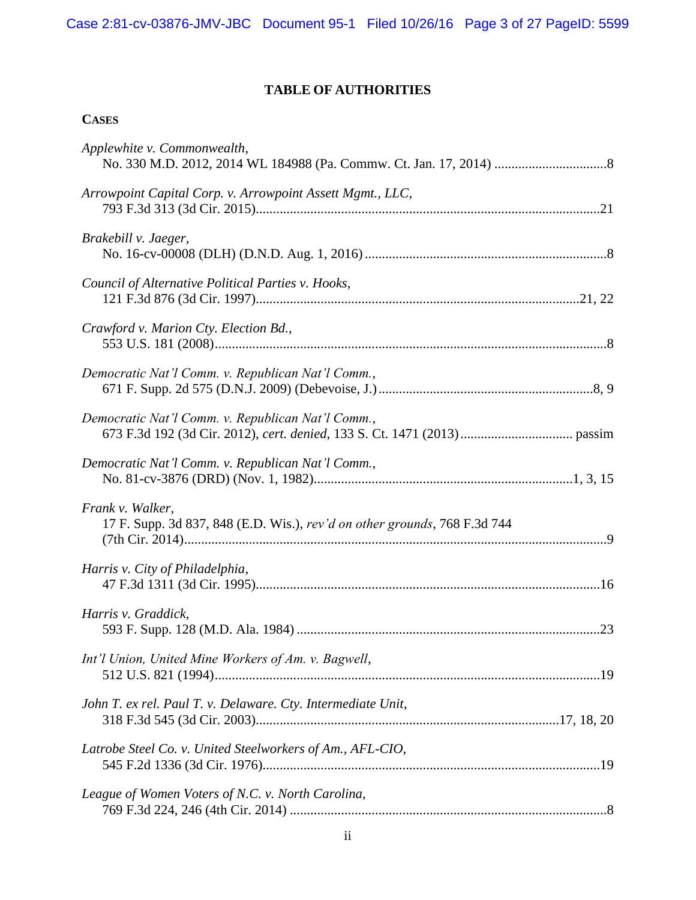## TABLE OF AUTHORITIES

### CASES

*Applewhite v. Commonwealth*,
No. 330 M.D. 2012, 2014 WL 184988 (Pa. Commw. Ct. Jan. 17, 2014) ................................8

*Arrowpoint Capital Corp. v. Arrowpoint Assett Mgmt., LLC*,
793 F.3d 313 (3d Cir. 2015)....................................................................................................21

*Brakebill v. Jaeger*,
No. 16-cv-00008 (DLH) (D.N.D. Aug. 1, 2016) ......................................................................8

*Council of Alternative Political Parties v. Hooks*,
121 F.3d 876 (3d Cir. 1997)..............................................................................................21, 22

*Crawford v. Marion Cty. Election Bd.*,
553 U.S. 181 (2008)..................................................................................................................8

*Democratic Nat'l Comm. v. Republican Nat'l Comm.*,
671 F. Supp. 2d 575 (D.N.J. 2009) (Debevoise, J.)..............................................................8, 9

*Democratic Nat'l Comm. v. Republican Nat'l Comm.*,
673 F.3d 192 (3d Cir. 2012), *cert. denied*, 133 S. Ct. 1471 (2013)................................ passim

*Democratic Nat'l Comm. v. Republican Nat'l Comm.*,
No. 81-cv-3876 (DRD) (Nov. 1, 1982)...........................................................................1, 3, 15

*Frank v. Walker*,
17 F. Supp. 3d 837, 848 (E.D. Wis.), *rev'd on other grounds*, 768 F.3d 744
(7th Cir. 2014)............................................................................................................................9

*Harris v. City of Philadelphia*,
47 F.3d 1311 (3d Cir. 1995)....................................................................................................16

*Harris v. Graddick*,
593 F. Supp. 128 (M.D. Ala. 1984) ........................................................................................23

*Int'l Union, United Mine Workers of Am. v. Bagwell*,
512 U.S. 821 (1994)................................................................................................................19

*John T. ex rel. Paul T. v. Delaware. Cty. Intermediate Unit*,
318 F.3d 545 (3d Cir. 2003)........................................................................................17, 18, 20

*Latrobe Steel Co. v. United Steelworkers of Am., AFL-CIO*,
545 F.2d 1336 (3d Cir. 1976)..................................................................................................19

*League of Women Voters of N.C. v. North Carolina*,
769 F.3d 224, 246 (4th Cir. 2014) ............................................................................................8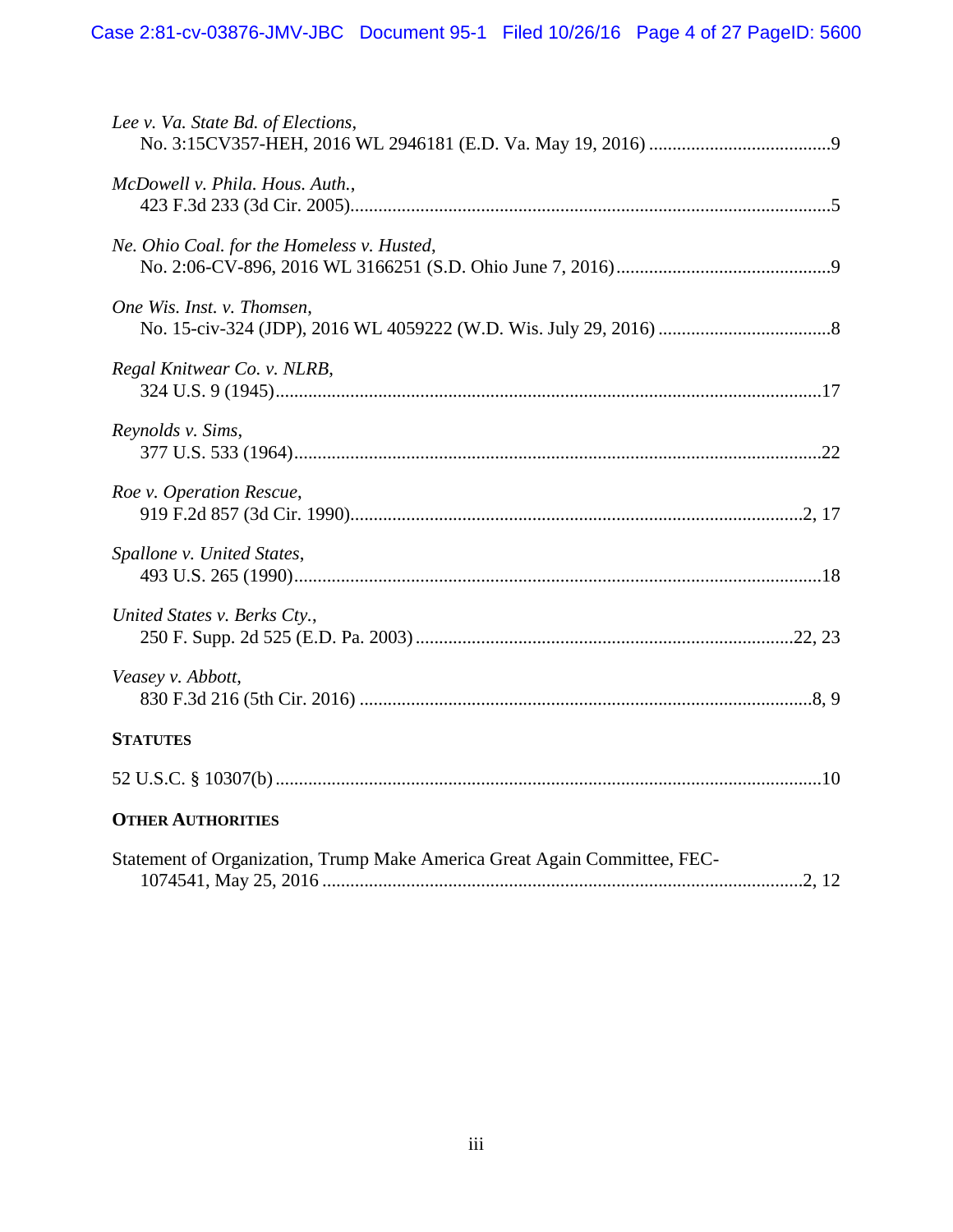*Lee v. Va. State Bd. of Elections*,
No. 3:15CV357-HEH, 2016 WL 2946181 (E.D. Va. May 19, 2016) .......................................9

*McDowell v. Phila. Hous. Auth.*,
423 F.3d 233 (3d Cir. 2005).......................................................................................................5

*Ne. Ohio Coal. for the Homeless v. Husted*,
No. 2:06-CV-896, 2016 WL 3166251 (S.D. Ohio June 7, 2016)..............................................9

*One Wis. Inst. v. Thomsen*,
No. 15-civ-324 (JDP), 2016 WL 4059222 (W.D. Wis. July 29, 2016) .....................................8

*Regal Knitwear Co. v. NLRB*,
324 U.S. 9 (1945)....................................................................................................................17

*Reynolds v. Sims*,
377 U.S. 533 (1964).................................................................................................................22

*Roe v. Operation Rescue*,
919 F.2d 857 (3d Cir. 1990).................................................................................................2, 17

*Spallone v. United States*,
493 U.S. 265 (1990).................................................................................................................18

*United States v. Berks Cty.*,
250 F. Supp. 2d 525 (E.D. Pa. 2003) .................................................................................22, 23

*Veasey v. Abbott*,
830 F.3d 216 (5th Cir. 2016) ................................................................................................8, 9

**STATUTES**

52 U.S.C. § 10307(b) ....................................................................................................................10

**OTHER AUTHORITIES**

Statement of Organization, Trump Make America Great Again Committee, FEC-
1074541, May 25, 2016 ........................................................................................................2, 12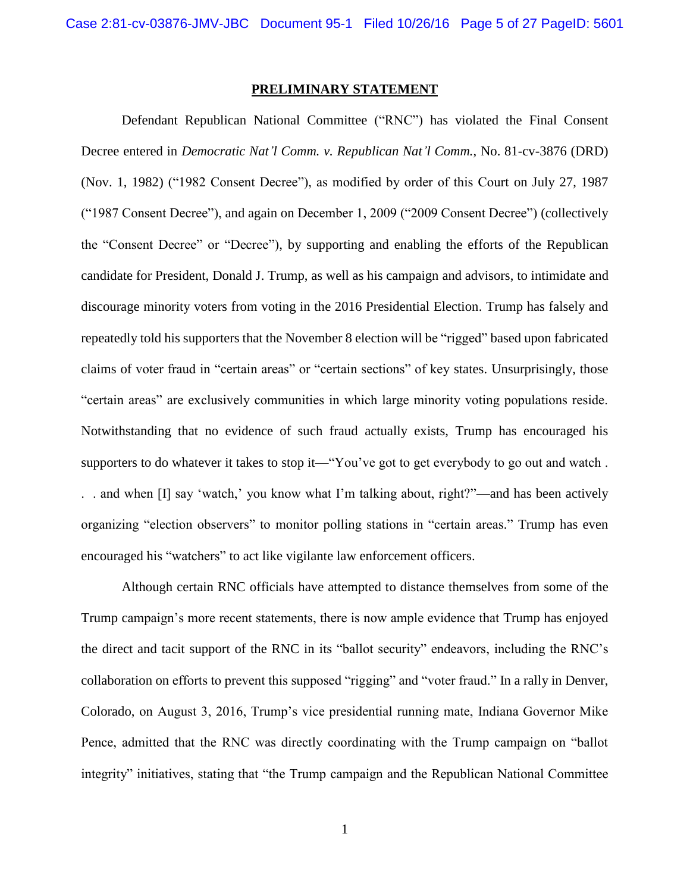## PRELIMINARY STATEMENT

Defendant Republican National Committee ("RNC") has violated the Final Consent Decree entered in *Democratic Nat'l Comm. v. Republican Nat'l Comm.*, No. 81-cv-3876 (DRD) (Nov. 1, 1982) ("1982 Consent Decree"), as modified by order of this Court on July 27, 1987 ("1987 Consent Decree"), and again on December 1, 2009 ("2009 Consent Decree") (collectively the "Consent Decree" or "Decree"), by supporting and enabling the efforts of the Republican candidate for President, Donald J. Trump, as well as his campaign and advisors, to intimidate and discourage minority voters from voting in the 2016 Presidential Election. Trump has falsely and repeatedly told his supporters that the November 8 election will be "rigged" based upon fabricated claims of voter fraud in "certain areas" or "certain sections" of key states. Unsurprisingly, those "certain areas" are exclusively communities in which large minority voting populations reside. Notwithstanding that no evidence of such fraud actually exists, Trump has encouraged his supporters to do whatever it takes to stop it—"You've got to get everybody to go out and watch . . . and when [I] say 'watch,' you know what I'm talking about, right?"—and has been actively organizing "election observers" to monitor polling stations in "certain areas." Trump has even encouraged his "watchers" to act like vigilante law enforcement officers.

Although certain RNC officials have attempted to distance themselves from some of the Trump campaign's more recent statements, there is now ample evidence that Trump has enjoyed the direct and tacit support of the RNC in its "ballot security" endeavors, including the RNC's collaboration on efforts to prevent this supposed "rigging" and "voter fraud." In a rally in Denver, Colorado, on August 3, 2016, Trump's vice presidential running mate, Indiana Governor Mike Pence, admitted that the RNC was directly coordinating with the Trump campaign on "ballot integrity" initiatives, stating that "the Trump campaign and the Republican National Committee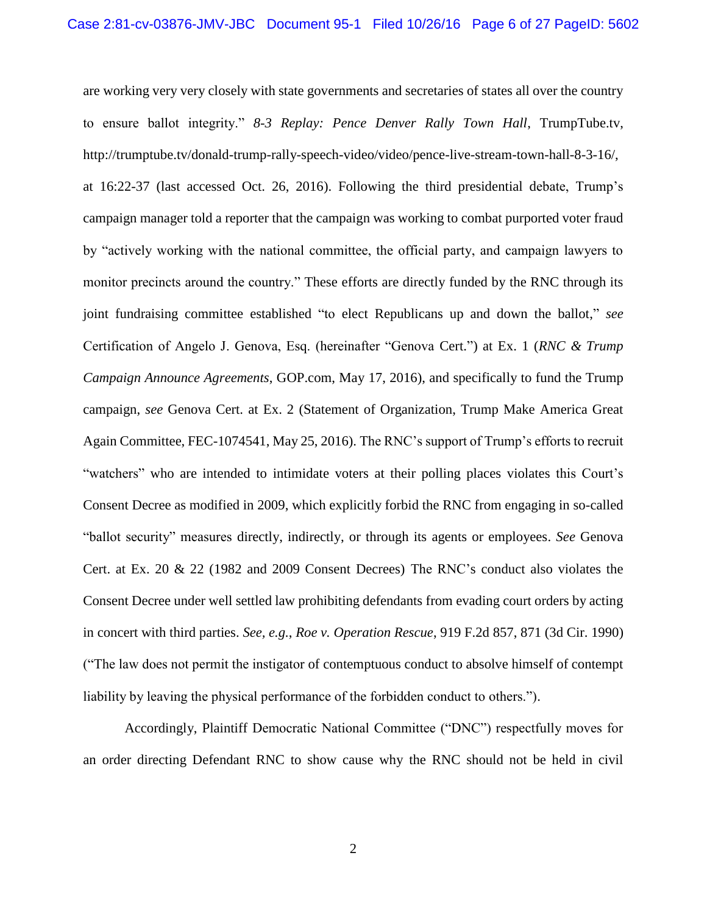are working very very closely with state governments and secretaries of states all over the country to ensure ballot integrity." *8-3 Replay: Pence Denver Rally Town Hall*, TrumpTube.tv, http://trumptube.tv/donald-trump-rally-speech-video/video/pence-live-stream-town-hall-8-3-16/, at 16:22-37 (last accessed Oct. 26, 2016). Following the third presidential debate, Trump's campaign manager told a reporter that the campaign was working to combat purported voter fraud by "actively working with the national committee, the official party, and campaign lawyers to monitor precincts around the country." These efforts are directly funded by the RNC through its joint fundraising committee established "to elect Republicans up and down the ballot," *see* Certification of Angelo J. Genova, Esq. (hereinafter "Genova Cert.") at Ex. 1 (*RNC & Trump Campaign Announce Agreements*, GOP.com, May 17, 2016), and specifically to fund the Trump campaign, *see* Genova Cert. at Ex. 2 (Statement of Organization, Trump Make America Great Again Committee, FEC-1074541, May 25, 2016). The RNC's support of Trump's efforts to recruit "watchers" who are intended to intimidate voters at their polling places violates this Court's Consent Decree as modified in 2009, which explicitly forbid the RNC from engaging in so-called "ballot security" measures directly, indirectly, or through its agents or employees. *See* Genova Cert. at Ex. 20 & 22 (1982 and 2009 Consent Decrees) The RNC's conduct also violates the Consent Decree under well settled law prohibiting defendants from evading court orders by acting in concert with third parties. *See, e.g.*, *Roe v. Operation Rescue*, 919 F.2d 857, 871 (3d Cir. 1990) ("The law does not permit the instigator of contemptuous conduct to absolve himself of contempt liability by leaving the physical performance of the forbidden conduct to others.").

Accordingly, Plaintiff Democratic National Committee ("DNC") respectfully moves for an order directing Defendant RNC to show cause why the RNC should not be held in civil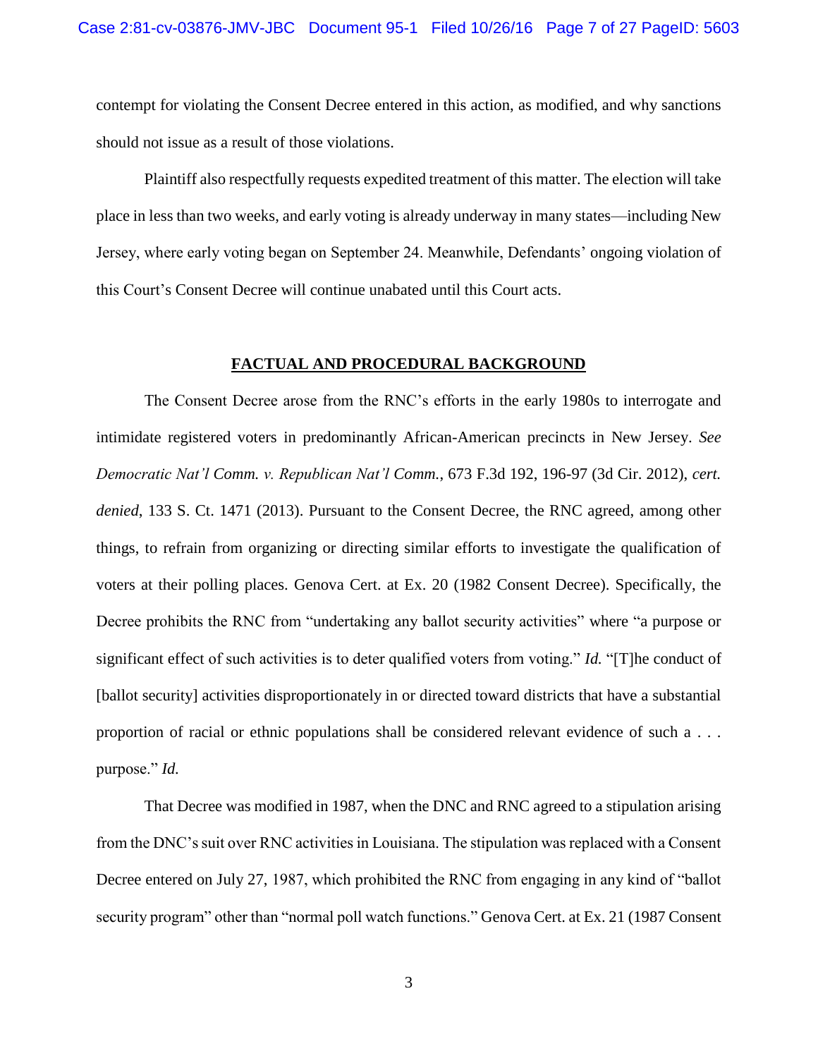contempt for violating the Consent Decree entered in this action, as modified, and why sanctions should not issue as a result of those violations.

Plaintiff also respectfully requests expedited treatment of this matter. The election will take place in less than two weeks, and early voting is already underway in many states—including New Jersey, where early voting began on September 24. Meanwhile, Defendants' ongoing violation of this Court's Consent Decree will continue unabated until this Court acts.

## **FACTUAL AND PROCEDURAL BACKGROUND**

The Consent Decree arose from the RNC's efforts in the early 1980s to interrogate and intimidate registered voters in predominantly African-American precincts in New Jersey. *See Democratic Nat'l Comm. v. Republican Nat'l Comm.*, 673 F.3d 192, 196-97 (3d Cir. 2012), *cert. denied*, 133 S. Ct. 1471 (2013). Pursuant to the Consent Decree, the RNC agreed, among other things, to refrain from organizing or directing similar efforts to investigate the qualification of voters at their polling places. Genova Cert. at Ex. 20 (1982 Consent Decree). Specifically, the Decree prohibits the RNC from "undertaking any ballot security activities" where "a purpose or significant effect of such activities is to deter qualified voters from voting." *Id.* "[T]he conduct of [ballot security] activities disproportionately in or directed toward districts that have a substantial proportion of racial or ethnic populations shall be considered relevant evidence of such a . . . purpose." *Id.*

That Decree was modified in 1987, when the DNC and RNC agreed to a stipulation arising from the DNC's suit over RNC activities in Louisiana. The stipulation was replaced with a Consent Decree entered on July 27, 1987, which prohibited the RNC from engaging in any kind of "ballot security program" other than "normal poll watch functions." Genova Cert. at Ex. 21 (1987 Consent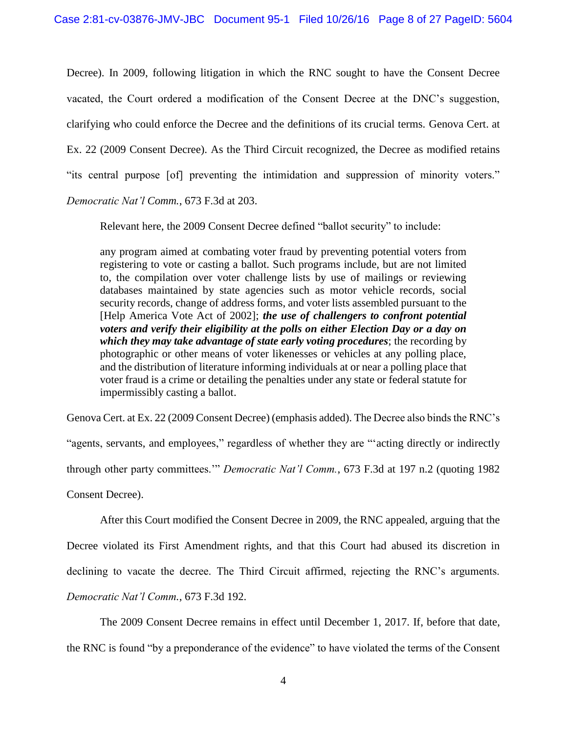Decree). In 2009, following litigation in which the RNC sought to have the Consent Decree vacated, the Court ordered a modification of the Consent Decree at the DNC's suggestion, clarifying who could enforce the Decree and the definitions of its crucial terms. Genova Cert. at Ex. 22 (2009 Consent Decree). As the Third Circuit recognized, the Decree as modified retains "its central purpose [of] preventing the intimidation and suppression of minority voters." *Democratic Nat'l Comm.*, 673 F.3d at 203.

Relevant here, the 2009 Consent Decree defined "ballot security" to include:

> any program aimed at combating voter fraud by preventing potential voters from registering to vote or casting a ballot. Such programs include, but are not limited to, the compilation over voter challenge lists by use of mailings or reviewing databases maintained by state agencies such as motor vehicle records, social security records, change of address forms, and voter lists assembled pursuant to the [Help America Vote Act of 2002]; ***the use of challengers to confront potential voters and verify their eligibility at the polls on either Election Day or a day on which they may take advantage of state early voting procedures***; the recording by photographic or other means of voter likenesses or vehicles at any polling place, and the distribution of literature informing individuals at or near a polling place that voter fraud is a crime or detailing the penalties under any state or federal statute for impermissibly casting a ballot.

Genova Cert. at Ex. 22 (2009 Consent Decree) (emphasis added). The Decree also binds the RNC's "agents, servants, and employees," regardless of whether they are "'acting directly or indirectly through other party committees.'" *Democratic Nat'l Comm.*, 673 F.3d at 197 n.2 (quoting 1982 Consent Decree).

After this Court modified the Consent Decree in 2009, the RNC appealed, arguing that the Decree violated its First Amendment rights, and that this Court had abused its discretion in declining to vacate the decree. The Third Circuit affirmed, rejecting the RNC's arguments. *Democratic Nat'l Comm.*, 673 F.3d 192.

The 2009 Consent Decree remains in effect until December 1, 2017. If, before that date, the RNC is found "by a preponderance of the evidence" to have violated the terms of the Consent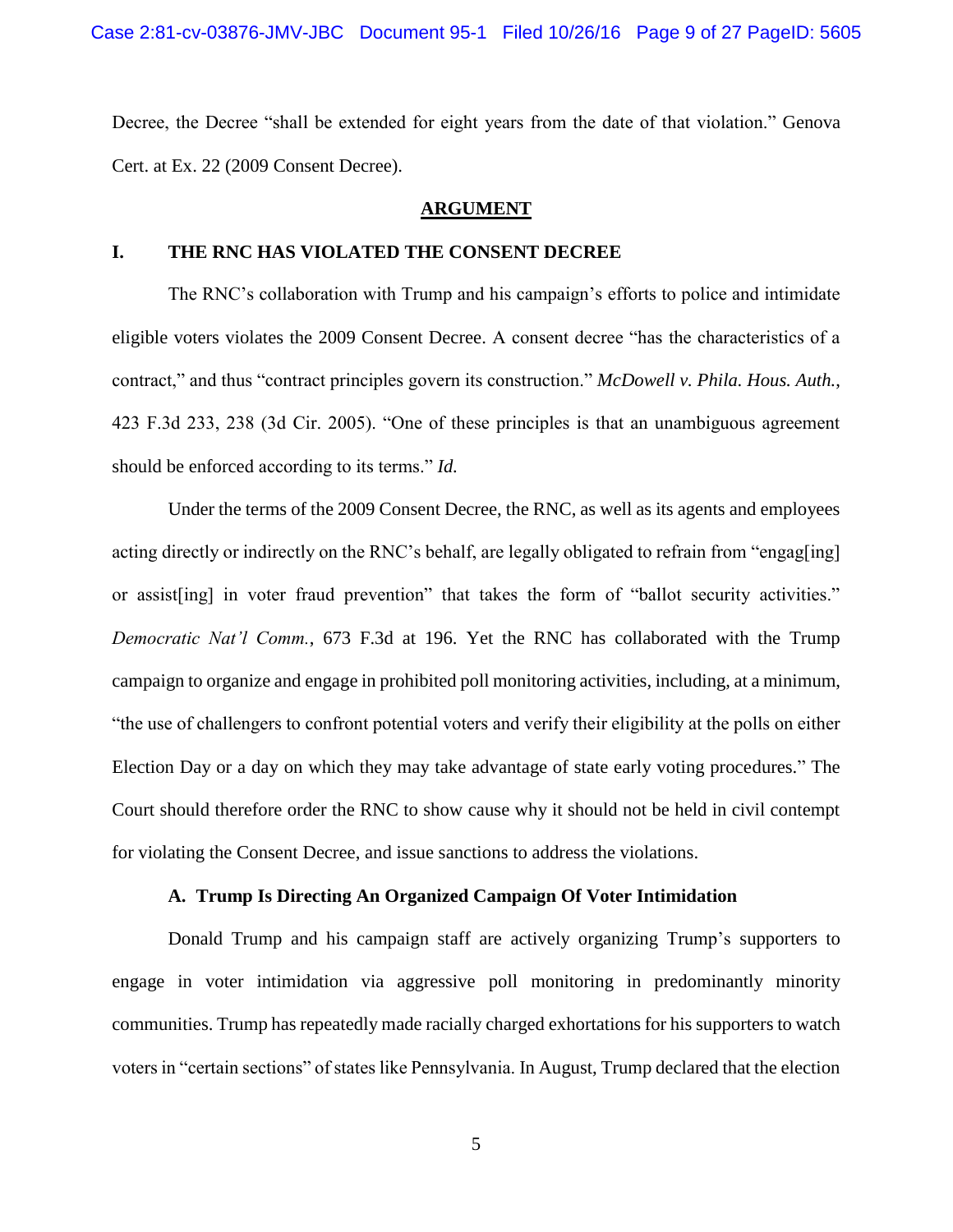Decree, the Decree "shall be extended for eight years from the date of that violation." Genova Cert. at Ex. 22 (2009 Consent Decree).

## ARGUMENT

### I. THE RNC HAS VIOLATED THE CONSENT DECREE

The RNC's collaboration with Trump and his campaign's efforts to police and intimidate eligible voters violates the 2009 Consent Decree. A consent decree "has the characteristics of a contract," and thus "contract principles govern its construction." *McDowell v. Phila. Hous. Auth.*, 423 F.3d 233, 238 (3d Cir. 2005). "One of these principles is that an unambiguous agreement should be enforced according to its terms." *Id.*

Under the terms of the 2009 Consent Decree, the RNC, as well as its agents and employees acting directly or indirectly on the RNC's behalf, are legally obligated to refrain from "engag[ing] or assist[ing] in voter fraud prevention" that takes the form of "ballot security activities." *Democratic Nat'l Comm.*, 673 F.3d at 196. Yet the RNC has collaborated with the Trump campaign to organize and engage in prohibited poll monitoring activities, including, at a minimum, "the use of challengers to confront potential voters and verify their eligibility at the polls on either Election Day or a day on which they may take advantage of state early voting procedures." The Court should therefore order the RNC to show cause why it should not be held in civil contempt for violating the Consent Decree, and issue sanctions to address the violations.

#### A. Trump Is Directing An Organized Campaign Of Voter Intimidation

Donald Trump and his campaign staff are actively organizing Trump's supporters to engage in voter intimidation via aggressive poll monitoring in predominantly minority communities. Trump has repeatedly made racially charged exhortations for his supporters to watch voters in "certain sections" of states like Pennsylvania. In August, Trump declared that the election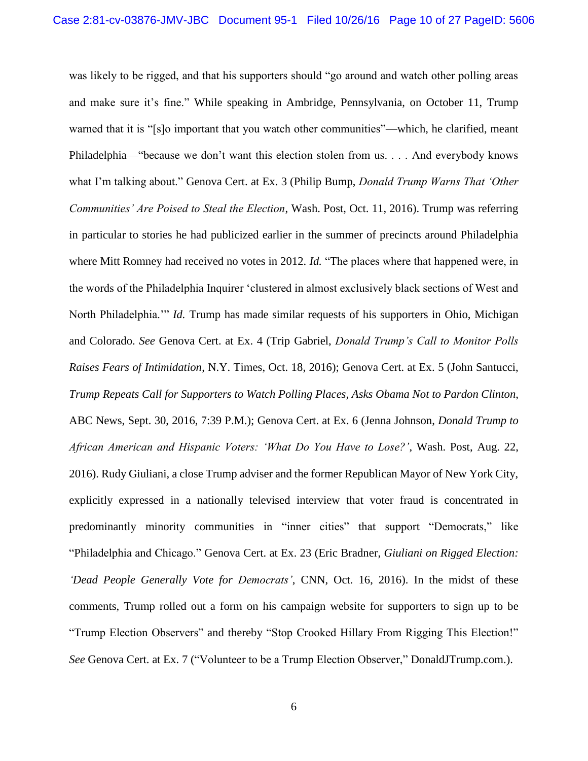was likely to be rigged, and that his supporters should "go around and watch other polling areas and make sure it's fine." While speaking in Ambridge, Pennsylvania, on October 11, Trump warned that it is "[s]o important that you watch other communities"—which, he clarified, meant Philadelphia—"because we don't want this election stolen from us. . . . And everybody knows what I'm talking about." Genova Cert. at Ex. 3 (Philip Bump, *Donald Trump Warns That 'Other Communities' Are Poised to Steal the Election*, Wash. Post, Oct. 11, 2016). Trump was referring in particular to stories he had publicized earlier in the summer of precincts around Philadelphia where Mitt Romney had received no votes in 2012. *Id.* "The places where that happened were, in the words of the Philadelphia Inquirer 'clustered in almost exclusively black sections of West and North Philadelphia.'" *Id.* Trump has made similar requests of his supporters in Ohio, Michigan and Colorado. *See* Genova Cert. at Ex. 4 (Trip Gabriel, *Donald Trump's Call to Monitor Polls Raises Fears of Intimidation*, N.Y. Times, Oct. 18, 2016); Genova Cert. at Ex. 5 (John Santucci, *Trump Repeats Call for Supporters to Watch Polling Places, Asks Obama Not to Pardon Clinton*, ABC News, Sept. 30, 2016, 7:39 P.M.); Genova Cert. at Ex. 6 (Jenna Johnson, *Donald Trump to African American and Hispanic Voters: 'What Do You Have to Lose?'*, Wash. Post, Aug. 22, 2016). Rudy Giuliani, a close Trump adviser and the former Republican Mayor of New York City, explicitly expressed in a nationally televised interview that voter fraud is concentrated in predominantly minority communities in "inner cities" that support "Democrats," like "Philadelphia and Chicago." Genova Cert. at Ex. 23 (Eric Bradner, *Giuliani on Rigged Election: 'Dead People Generally Vote for Democrats'*, CNN, Oct. 16, 2016). In the midst of these comments, Trump rolled out a form on his campaign website for supporters to sign up to be "Trump Election Observers" and thereby "Stop Crooked Hillary From Rigging This Election!" *See* Genova Cert. at Ex. 7 ("Volunteer to be a Trump Election Observer," DonaldJTrump.com.).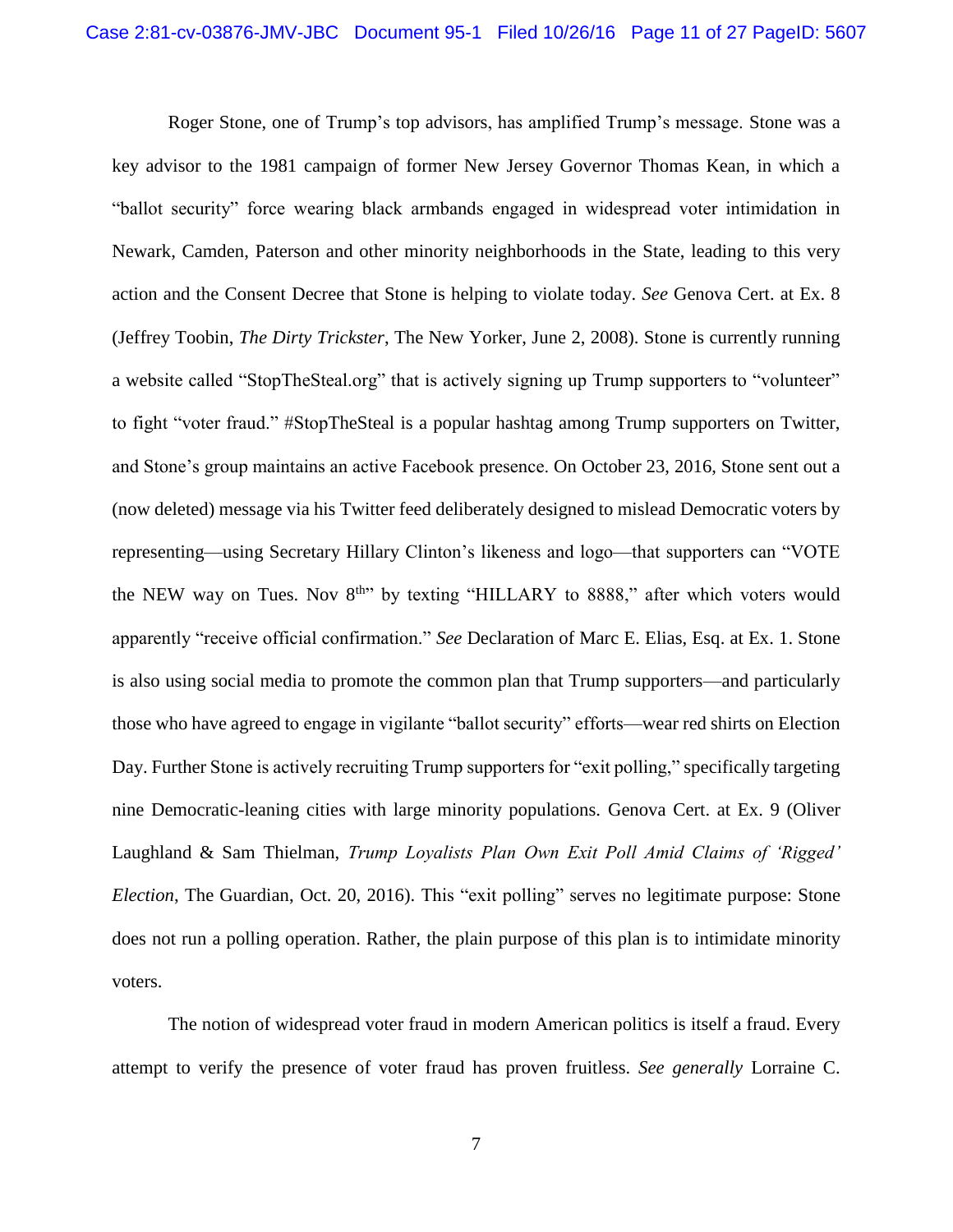Roger Stone, one of Trump's top advisors, has amplified Trump's message. Stone was a key advisor to the 1981 campaign of former New Jersey Governor Thomas Kean, in which a "ballot security" force wearing black armbands engaged in widespread voter intimidation in Newark, Camden, Paterson and other minority neighborhoods in the State, leading to this very action and the Consent Decree that Stone is helping to violate today. *See* Genova Cert. at Ex. 8 (Jeffrey Toobin, *The Dirty Trickster*, The New Yorker, June 2, 2008). Stone is currently running a website called "StopTheSteal.org" that is actively signing up Trump supporters to "volunteer" to fight "voter fraud." #StopTheSteal is a popular hashtag among Trump supporters on Twitter, and Stone's group maintains an active Facebook presence. On October 23, 2016, Stone sent out a (now deleted) message via his Twitter feed deliberately designed to mislead Democratic voters by representing—using Secretary Hillary Clinton's likeness and logo—that supporters can "VOTE the NEW way on Tues. Nov 8th" by texting "HILLARY to 8888," after which voters would apparently "receive official confirmation." *See* Declaration of Marc E. Elias, Esq. at Ex. 1. Stone is also using social media to promote the common plan that Trump supporters—and particularly those who have agreed to engage in vigilante "ballot security" efforts—wear red shirts on Election Day. Further Stone is actively recruiting Trump supporters for "exit polling," specifically targeting nine Democratic-leaning cities with large minority populations. Genova Cert. at Ex. 9 (Oliver Laughland & Sam Thielman, *Trump Loyalists Plan Own Exit Poll Amid Claims of 'Rigged' Election*, The Guardian, Oct. 20, 2016). This "exit polling" serves no legitimate purpose: Stone does not run a polling operation. Rather, the plain purpose of this plan is to intimidate minority voters.

The notion of widespread voter fraud in modern American politics is itself a fraud. Every attempt to verify the presence of voter fraud has proven fruitless. *See generally* Lorraine C.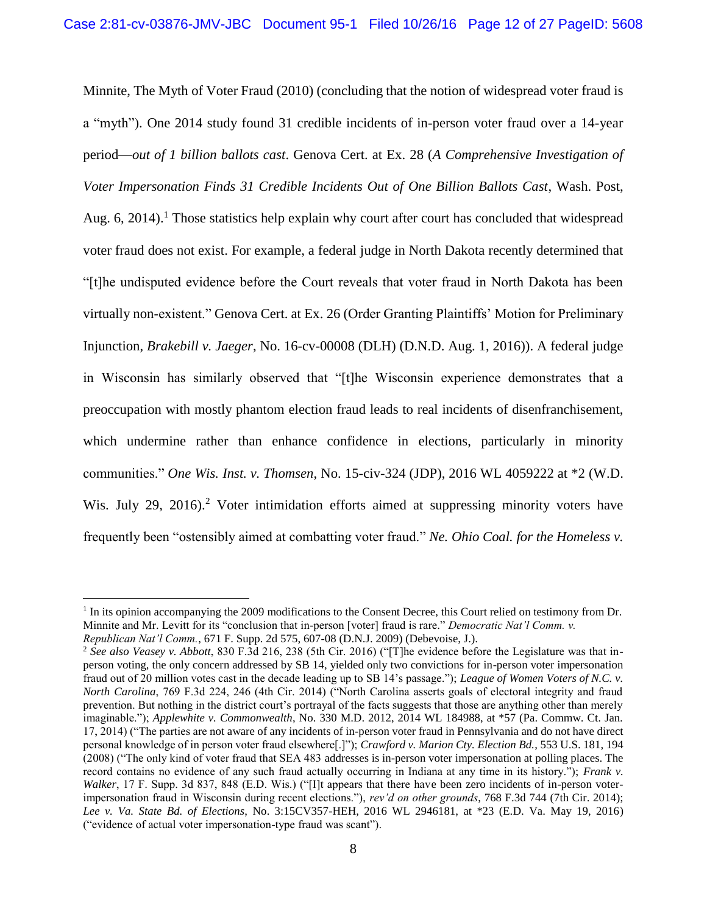Minnite, The Myth of Voter Fraud (2010) (concluding that the notion of widespread voter fraud is a "myth"). One 2014 study found 31 credible incidents of in-person voter fraud over a 14-year period—*out of 1 billion ballots cast*. Genova Cert. at Ex. 28 (*A Comprehensive Investigation of Voter Impersonation Finds 31 Credible Incidents Out of One Billion Ballots Cast*, Wash. Post, Aug. 6, 2014).[1] Those statistics help explain why court after court has concluded that widespread voter fraud does not exist. For example, a federal judge in North Dakota recently determined that "[t]he undisputed evidence before the Court reveals that voter fraud in North Dakota has been virtually non-existent." Genova Cert. at Ex. 26 (Order Granting Plaintiffs' Motion for Preliminary Injunction, *Brakebill v. Jaeger*, No. 16-cv-00008 (DLH) (D.N.D. Aug. 1, 2016)). A federal judge in Wisconsin has similarly observed that "[t]he Wisconsin experience demonstrates that a preoccupation with mostly phantom election fraud leads to real incidents of disenfranchisement, which undermine rather than enhance confidence in elections, particularly in minority communities." *One Wis. Inst. v. Thomsen*, No. 15-civ-324 (JDP), 2016 WL 4059222 at \*2 (W.D. Wis. July 29, 2016).[2] Voter intimidation efforts aimed at suppressing minority voters have frequently been "ostensibly aimed at combatting voter fraud." *Ne. Ohio Coal. for the Homeless v.*

---

[1] In its opinion accompanying the 2009 modifications to the Consent Decree, this Court relied on testimony from Dr. Minnite and Mr. Levitt for its "conclusion that in-person [voter] fraud is rare." *Democratic Nat'l Comm. v. Republican Nat'l Comm.*, 671 F. Supp. 2d 575, 607-08 (D.N.J. 2009) (Debevoise, J.).

[2] *See also Veasey v. Abbott*, 830 F.3d 216, 238 (5th Cir. 2016) ("[T]he evidence before the Legislature was that in-person voting, the only concern addressed by SB 14, yielded only two convictions for in-person voter impersonation fraud out of 20 million votes cast in the decade leading up to SB 14's passage."); *League of Women Voters of N.C. v. North Carolina*, 769 F.3d 224, 246 (4th Cir. 2014) ("North Carolina asserts goals of electoral integrity and fraud prevention. But nothing in the district court's portrayal of the facts suggests that those are anything other than merely imaginable."); *Applewhite v. Commonwealth*, No. 330 M.D. 2012, 2014 WL 184988, at \*57 (Pa. Commw. Ct. Jan. 17, 2014) ("The parties are not aware of any incidents of in-person voter fraud in Pennsylvania and do not have direct personal knowledge of in person voter fraud elsewhere[.]"); *Crawford v. Marion Cty. Election Bd.*, 553 U.S. 181, 194 (2008) ("The only kind of voter fraud that SEA 483 addresses is in-person voter impersonation at polling places. The record contains no evidence of any such fraud actually occurring in Indiana at any time in its history."); *Frank v. Walker*, 17 F. Supp. 3d 837, 848 (E.D. Wis.) ("[I]t appears that there have been zero incidents of in-person voter-impersonation fraud in Wisconsin during recent elections."), *rev'd on other grounds*, 768 F.3d 744 (7th Cir. 2014); *Lee v. Va. State Bd. of Elections*, No. 3:15CV357-HEH, 2016 WL 2946181, at \*23 (E.D. Va. May 19, 2016) ("evidence of actual voter impersonation-type fraud was scant").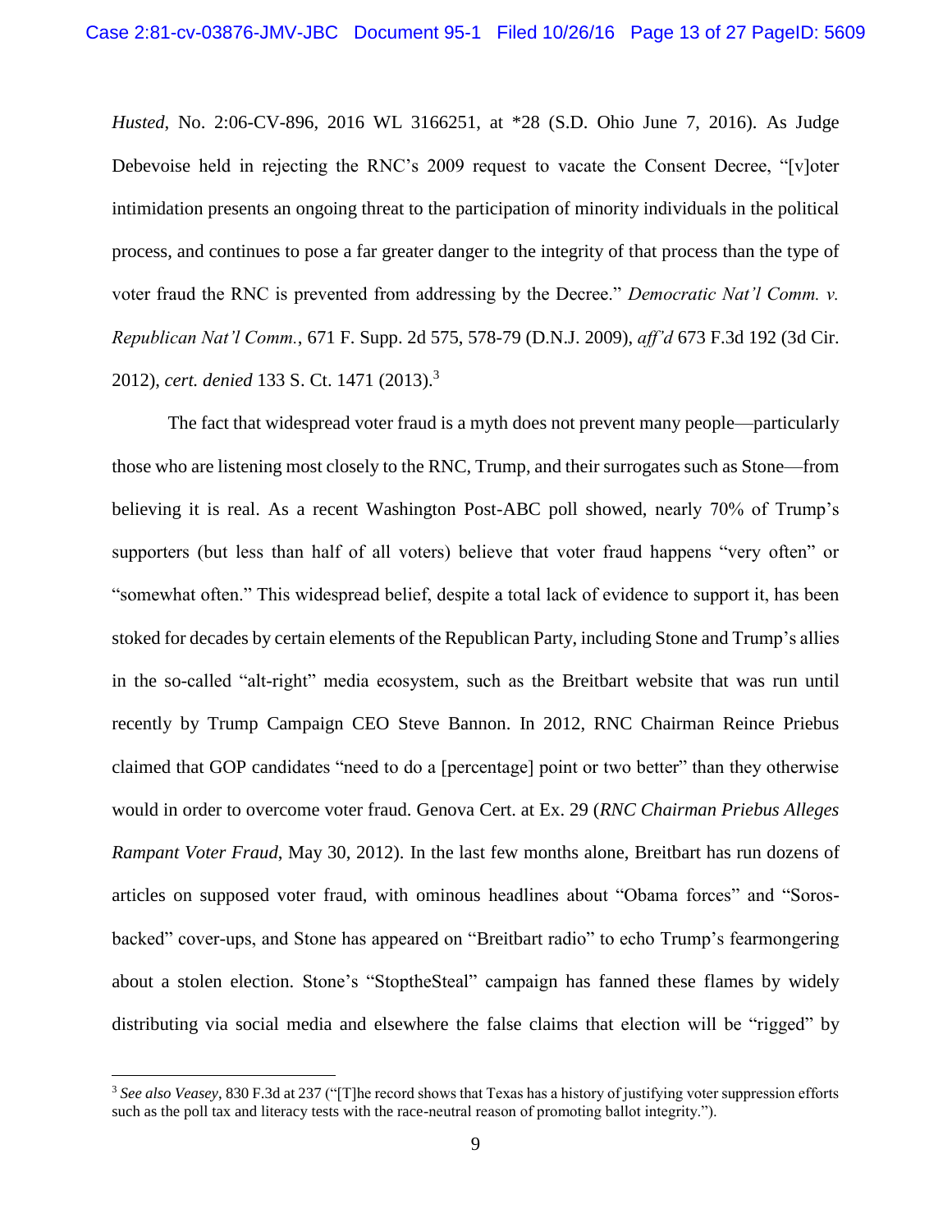*Husted*, No. 2:06-CV-896, 2016 WL 3166251, at *28 (S.D. Ohio June 7, 2016). As Judge Debevoise held in rejecting the RNC's 2009 request to vacate the Consent Decree, "[v]oter intimidation presents an ongoing threat to the participation of minority individuals in the political process, and continues to pose a far greater danger to the integrity of that process than the type of voter fraud the RNC is prevented from addressing by the Decree." *Democratic Nat'l Comm. v. Republican Nat'l Comm.*, 671 F. Supp. 2d 575, 578-79 (D.N.J. 2009), *aff'd* 673 F.3d 192 (3d Cir. 2012), *cert. denied* 133 S. Ct. 1471 (2013).[3]

The fact that widespread voter fraud is a myth does not prevent many people—particularly those who are listening most closely to the RNC, Trump, and their surrogates such as Stone—from believing it is real. As a recent Washington Post-ABC poll showed, nearly 70% of Trump's supporters (but less than half of all voters) believe that voter fraud happens "very often" or "somewhat often." This widespread belief, despite a total lack of evidence to support it, has been stoked for decades by certain elements of the Republican Party, including Stone and Trump's allies in the so-called "alt-right" media ecosystem, such as the Breitbart website that was run until recently by Trump Campaign CEO Steve Bannon. In 2012, RNC Chairman Reince Priebus claimed that GOP candidates "need to do a [percentage] point or two better" than they otherwise would in order to overcome voter fraud. Genova Cert. at Ex. 29 (*RNC Chairman Priebus Alleges Rampant Voter Fraud*, May 30, 2012). In the last few months alone, Breitbart has run dozens of articles on supposed voter fraud, with ominous headlines about "Obama forces" and "Soros-backed" cover-ups, and Stone has appeared on "Breitbart radio" to echo Trump's fearmongering about a stolen election. Stone's "StoptheSteal" campaign has fanned these flames by widely distributing via social media and elsewhere the false claims that election will be "rigged" by

---

[3] *See also Veasey*, 830 F.3d at 237 ("[T]he record shows that Texas has a history of justifying voter suppression efforts such as the poll tax and literacy tests with the race-neutral reason of promoting ballot integrity.").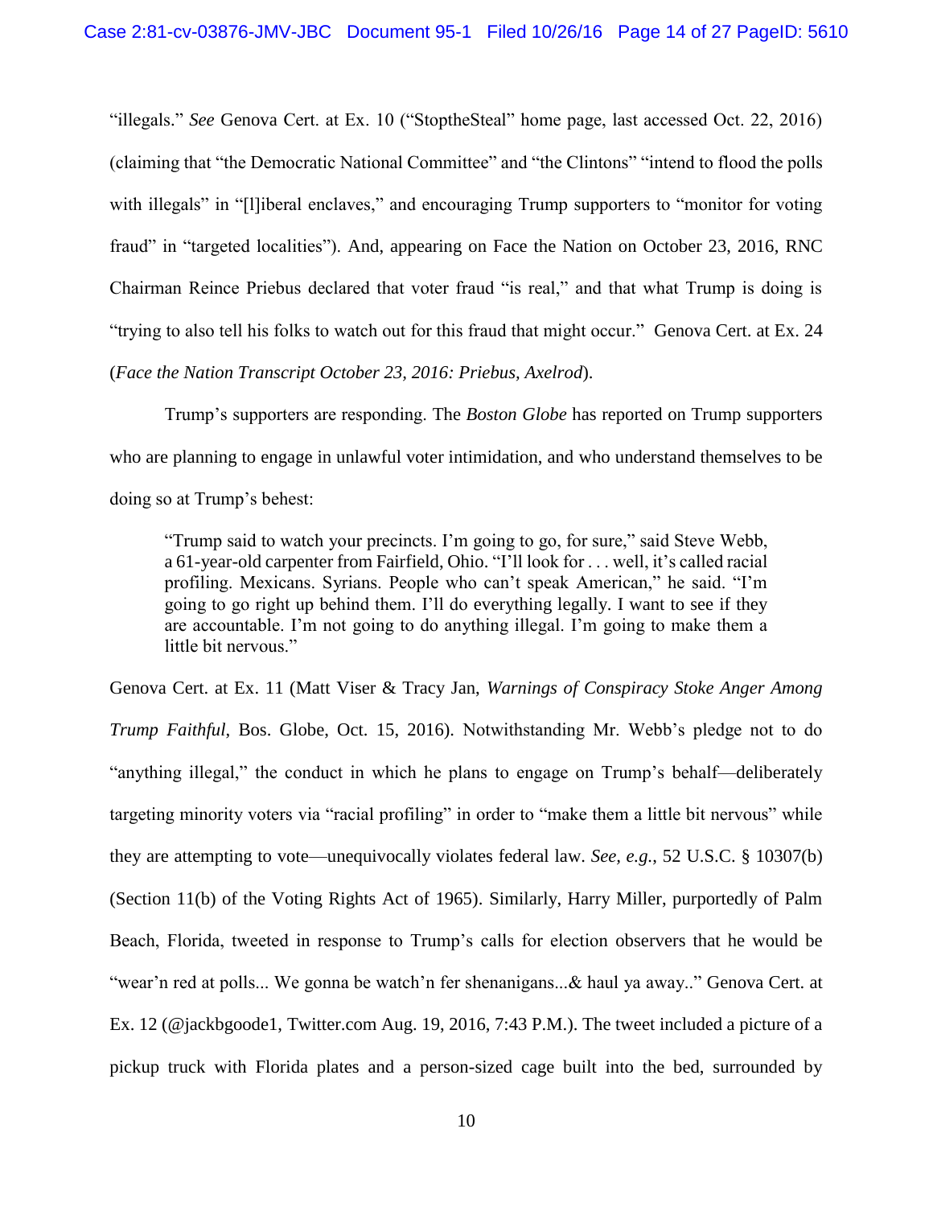"illegals." *See* Genova Cert. at Ex. 10 ("StoptheSteal" home page, last accessed Oct. 22, 2016) (claiming that "the Democratic National Committee" and "the Clintons" "intend to flood the polls with illegals" in "[l]iberal enclaves," and encouraging Trump supporters to "monitor for voting fraud" in "targeted localities"). And, appearing on Face the Nation on October 23, 2016, RNC Chairman Reince Priebus declared that voter fraud "is real," and that what Trump is doing is "trying to also tell his folks to watch out for this fraud that might occur." Genova Cert. at Ex. 24 (*Face the Nation Transcript October 23, 2016: Priebus, Axelrod*).

Trump's supporters are responding. The *Boston Globe* has reported on Trump supporters who are planning to engage in unlawful voter intimidation, and who understand themselves to be doing so at Trump's behest:

> "Trump said to watch your precincts. I'm going to go, for sure," said Steve Webb, a 61-year-old carpenter from Fairfield, Ohio. "I'll look for . . . well, it's called racial profiling. Mexicans. Syrians. People who can't speak American," he said. "I'm going to go right up behind them. I'll do everything legally. I want to see if they are accountable. I'm not going to do anything illegal. I'm going to make them a little bit nervous."

Genova Cert. at Ex. 11 (Matt Viser & Tracy Jan, *Warnings of Conspiracy Stoke Anger Among Trump Faithful*, Bos. Globe, Oct. 15, 2016). Notwithstanding Mr. Webb's pledge not to do "anything illegal," the conduct in which he plans to engage on Trump's behalf—deliberately targeting minority voters via "racial profiling" in order to "make them a little bit nervous" while they are attempting to vote—unequivocally violates federal law. *See, e.g.*, 52 U.S.C. § 10307(b) (Section 11(b) of the Voting Rights Act of 1965). Similarly, Harry Miller, purportedly of Palm Beach, Florida, tweeted in response to Trump's calls for election observers that he would be "wear'n red at polls... We gonna be watch'n fer shenanigans...& haul ya away.." Genova Cert. at Ex. 12 (@jackbgoode1, Twitter.com Aug. 19, 2016, 7:43 P.M.). The tweet included a picture of a pickup truck with Florida plates and a person-sized cage built into the bed, surrounded by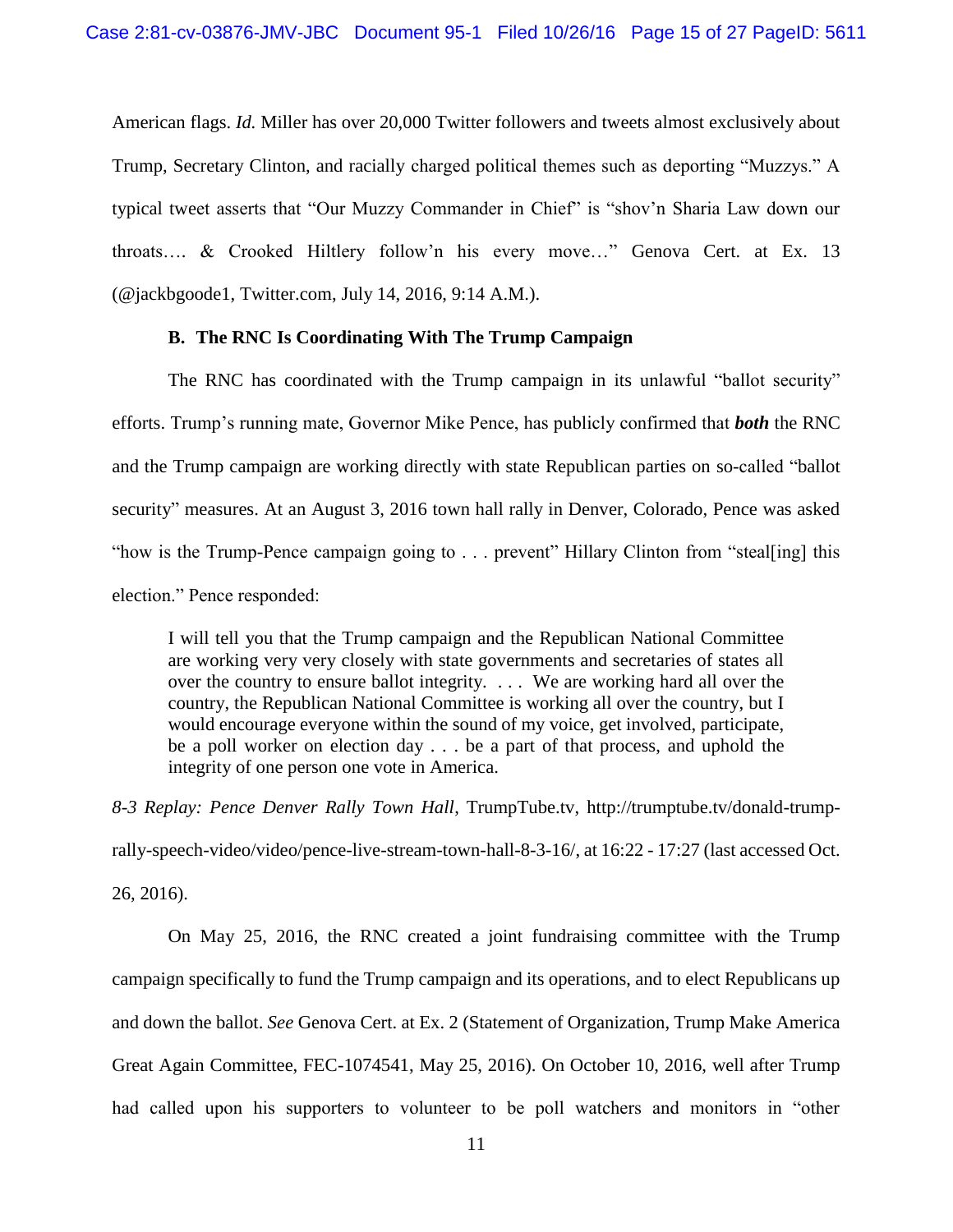American flags. *Id.* Miller has over 20,000 Twitter followers and tweets almost exclusively about Trump, Secretary Clinton, and racially charged political themes such as deporting "Muzzys." A typical tweet asserts that "Our Muzzy Commander in Chief" is "shov'n Sharia Law down our throats…. & Crooked Hiltlery follow'n his every move…" Genova Cert. at Ex. 13 (@jackbgoode1, Twitter.com, July 14, 2016, 9:14 A.M.).

### B. The RNC Is Coordinating With The Trump Campaign

The RNC has coordinated with the Trump campaign in its unlawful "ballot security" efforts. Trump's running mate, Governor Mike Pence, has publicly confirmed that ***both*** the RNC and the Trump campaign are working directly with state Republican parties on so-called "ballot security" measures. At an August 3, 2016 town hall rally in Denver, Colorado, Pence was asked "how is the Trump-Pence campaign going to . . . prevent" Hillary Clinton from "steal[ing] this election." Pence responded:

> I will tell you that the Trump campaign and the Republican National Committee are working very very closely with state governments and secretaries of states all over the country to ensure ballot integrity. . . . We are working hard all over the country, the Republican National Committee is working all over the country, but I would encourage everyone within the sound of my voice, get involved, participate, be a poll worker on election day . . . be a part of that process, and uphold the integrity of one person one vote in America.

*8-3 Replay: Pence Denver Rally Town Hall*, TrumpTube.tv, http://trumptube.tv/donald-trump-rally-speech-video/video/pence-live-stream-town-hall-8-3-16/, at 16:22 - 17:27 (last accessed Oct. 26, 2016).

On May 25, 2016, the RNC created a joint fundraising committee with the Trump campaign specifically to fund the Trump campaign and its operations, and to elect Republicans up and down the ballot. *See* Genova Cert. at Ex. 2 (Statement of Organization, Trump Make America Great Again Committee, FEC-1074541, May 25, 2016). On October 10, 2016, well after Trump had called upon his supporters to volunteer to be poll watchers and monitors in "other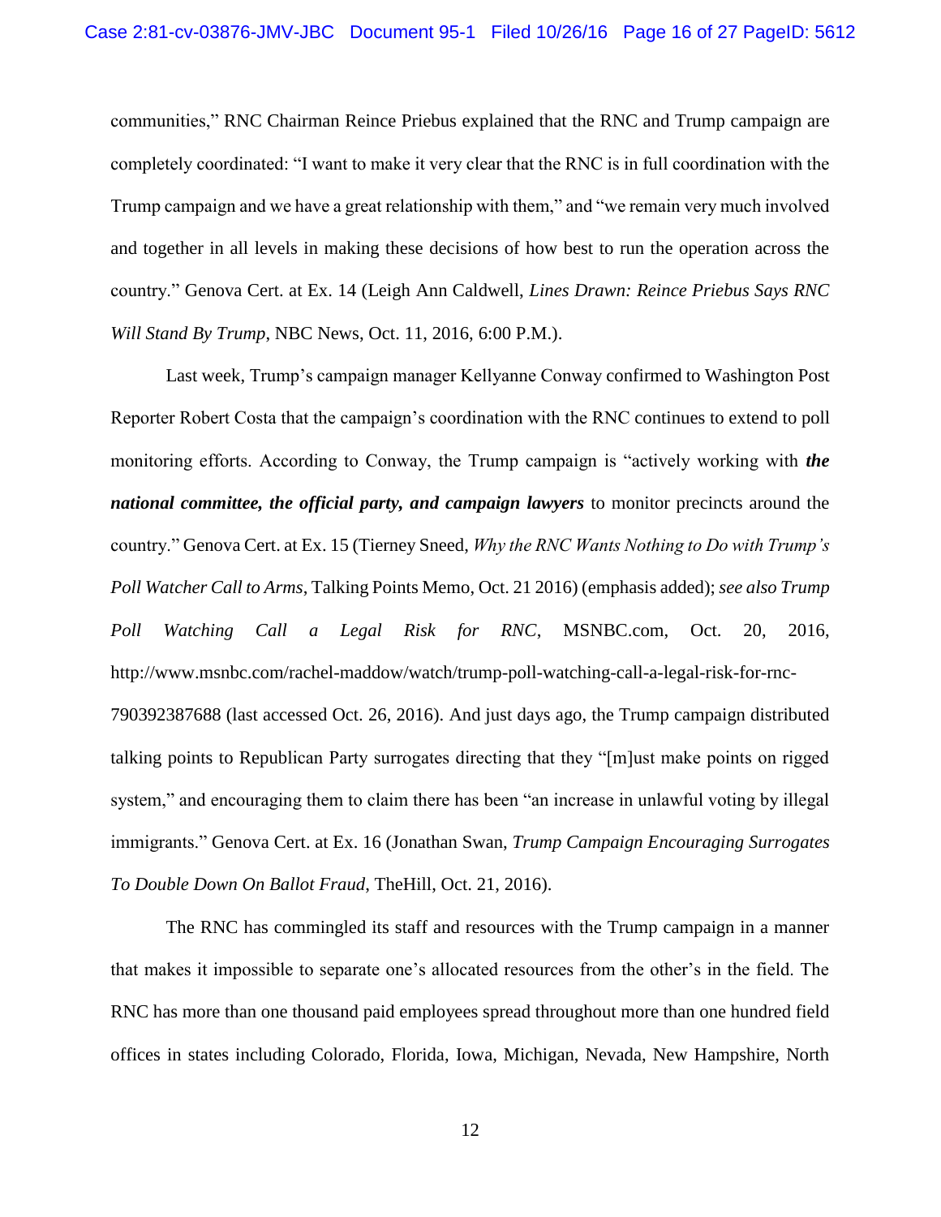communities," RNC Chairman Reince Priebus explained that the RNC and Trump campaign are completely coordinated: "I want to make it very clear that the RNC is in full coordination with the Trump campaign and we have a great relationship with them," and "we remain very much involved and together in all levels in making these decisions of how best to run the operation across the country." Genova Cert. at Ex. 14 (Leigh Ann Caldwell, *Lines Drawn: Reince Priebus Says RNC Will Stand By Trump*, NBC News, Oct. 11, 2016, 6:00 P.M.).

Last week, Trump's campaign manager Kellyanne Conway confirmed to Washington Post Reporter Robert Costa that the campaign's coordination with the RNC continues to extend to poll monitoring efforts. According to Conway, the Trump campaign is "actively working with ***the national committee, the official party, and campaign lawyers*** to monitor precincts around the country." Genova Cert. at Ex. 15 (Tierney Sneed, *Why the RNC Wants Nothing to Do with Trump's Poll Watcher Call to Arms*, Talking Points Memo, Oct. 21 2016) (emphasis added); *see also Trump Poll Watching Call a Legal Risk for RNC*, MSNBC.com, Oct. 20, 2016, http://www.msnbc.com/rachel-maddow/watch/trump-poll-watching-call-a-legal-risk-for-rnc-790392387688 (last accessed Oct. 26, 2016). And just days ago, the Trump campaign distributed talking points to Republican Party surrogates directing that they "[m]ust make points on rigged system," and encouraging them to claim there has been "an increase in unlawful voting by illegal immigrants." Genova Cert. at Ex. 16 (Jonathan Swan, *Trump Campaign Encouraging Surrogates To Double Down On Ballot Fraud*, TheHill, Oct. 21, 2016).

The RNC has commingled its staff and resources with the Trump campaign in a manner that makes it impossible to separate one's allocated resources from the other's in the field. The RNC has more than one thousand paid employees spread throughout more than one hundred field offices in states including Colorado, Florida, Iowa, Michigan, Nevada, New Hampshire, North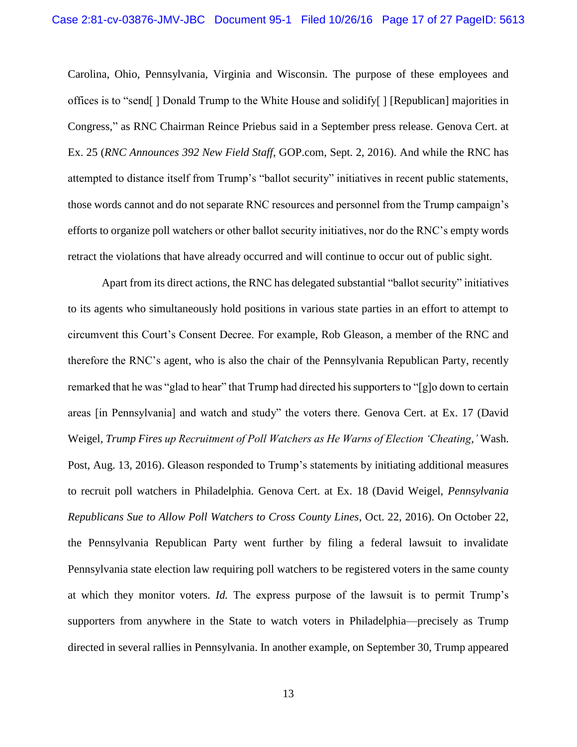Carolina, Ohio, Pennsylvania, Virginia and Wisconsin. The purpose of these employees and offices is to "send[ ] Donald Trump to the White House and solidify[ ] [Republican] majorities in Congress," as RNC Chairman Reince Priebus said in a September press release. Genova Cert. at Ex. 25 (*RNC Announces 392 New Field Staff*, GOP.com, Sept. 2, 2016). And while the RNC has attempted to distance itself from Trump's "ballot security" initiatives in recent public statements, those words cannot and do not separate RNC resources and personnel from the Trump campaign's efforts to organize poll watchers or other ballot security initiatives, nor do the RNC's empty words retract the violations that have already occurred and will continue to occur out of public sight.

Apart from its direct actions, the RNC has delegated substantial "ballot security" initiatives to its agents who simultaneously hold positions in various state parties in an effort to attempt to circumvent this Court's Consent Decree. For example, Rob Gleason, a member of the RNC and therefore the RNC's agent, who is also the chair of the Pennsylvania Republican Party, recently remarked that he was "glad to hear" that Trump had directed his supporters to "[g]o down to certain areas [in Pennsylvania] and watch and study" the voters there. Genova Cert. at Ex. 17 (David Weigel, *Trump Fires up Recruitment of Poll Watchers as He Warns of Election 'Cheating,'* Wash. Post, Aug. 13, 2016). Gleason responded to Trump's statements by initiating additional measures to recruit poll watchers in Philadelphia. Genova Cert. at Ex. 18 (David Weigel, *Pennsylvania Republicans Sue to Allow Poll Watchers to Cross County Lines*, Oct. 22, 2016). On October 22, the Pennsylvania Republican Party went further by filing a federal lawsuit to invalidate Pennsylvania state election law requiring poll watchers to be registered voters in the same county at which they monitor voters. *Id.* The express purpose of the lawsuit is to permit Trump's supporters from anywhere in the State to watch voters in Philadelphia—precisely as Trump directed in several rallies in Pennsylvania. In another example, on September 30, Trump appeared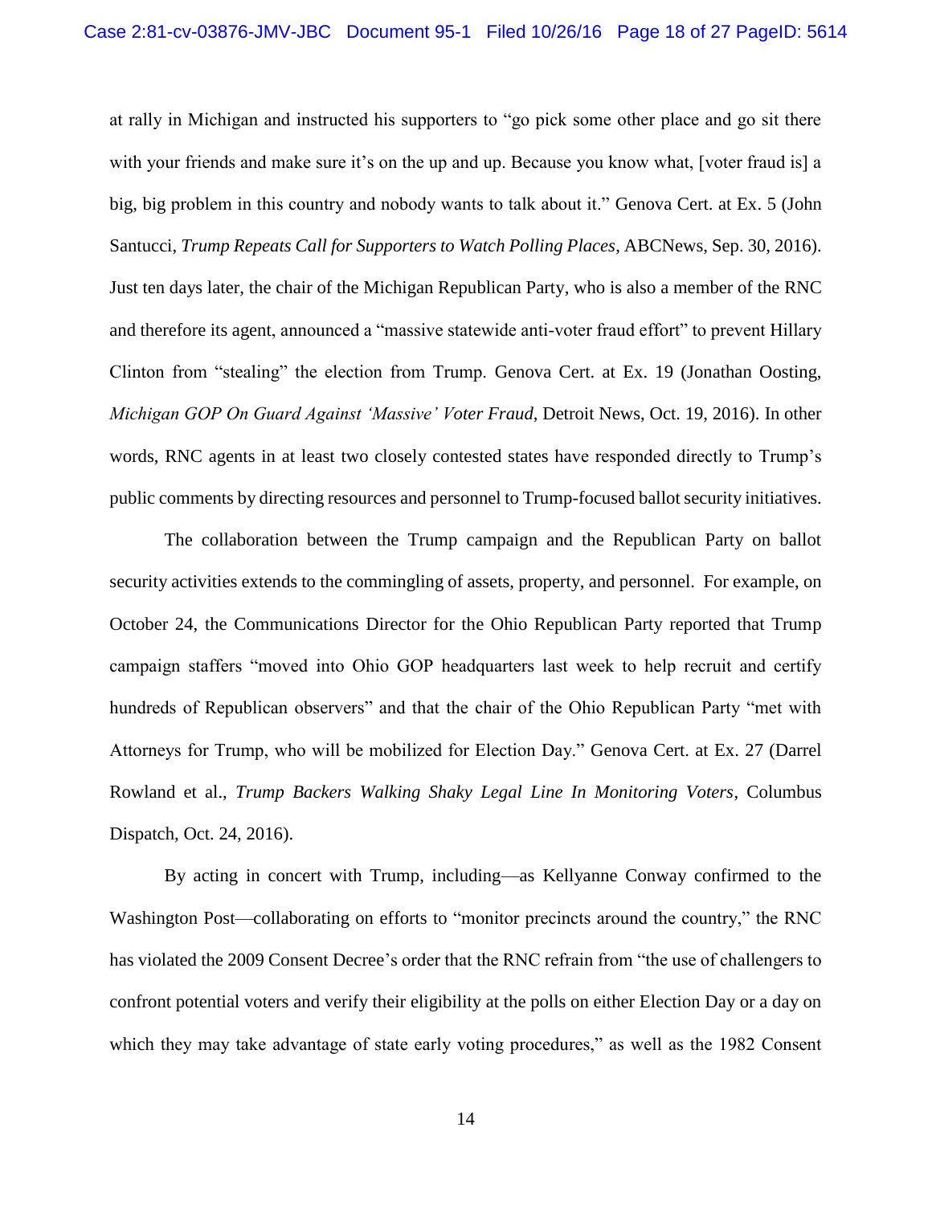at rally in Michigan and instructed his supporters to "go pick some other place and go sit there with your friends and make sure it's on the up and up. Because you know what, [voter fraud is] a big, big problem in this country and nobody wants to talk about it." Genova Cert. at Ex. 5 (John Santucci, *Trump Repeats Call for Supporters to Watch Polling Places*, ABCNews, Sep. 30, 2016). Just ten days later, the chair of the Michigan Republican Party, who is also a member of the RNC and therefore its agent, announced a "massive statewide anti-voter fraud effort" to prevent Hillary Clinton from "stealing" the election from Trump. Genova Cert. at Ex. 19 (Jonathan Oosting, *Michigan GOP On Guard Against 'Massive' Voter Fraud*, Detroit News, Oct. 19, 2016). In other words, RNC agents in at least two closely contested states have responded directly to Trump's public comments by directing resources and personnel to Trump-focused ballot security initiatives.

The collaboration between the Trump campaign and the Republican Party on ballot security activities extends to the commingling of assets, property, and personnel. For example, on October 24, the Communications Director for the Ohio Republican Party reported that Trump campaign staffers "moved into Ohio GOP headquarters last week to help recruit and certify hundreds of Republican observers" and that the chair of the Ohio Republican Party "met with Attorneys for Trump, who will be mobilized for Election Day." Genova Cert. at Ex. 27 (Darrel Rowland et al., *Trump Backers Walking Shaky Legal Line In Monitoring Voters*, Columbus Dispatch, Oct. 24, 2016).

By acting in concert with Trump, including—as Kellyanne Conway confirmed to the Washington Post—collaborating on efforts to "monitor precincts around the country," the RNC has violated the 2009 Consent Decree's order that the RNC refrain from "the use of challengers to confront potential voters and verify their eligibility at the polls on either Election Day or a day on which they may take advantage of state early voting procedures," as well as the 1982 Consent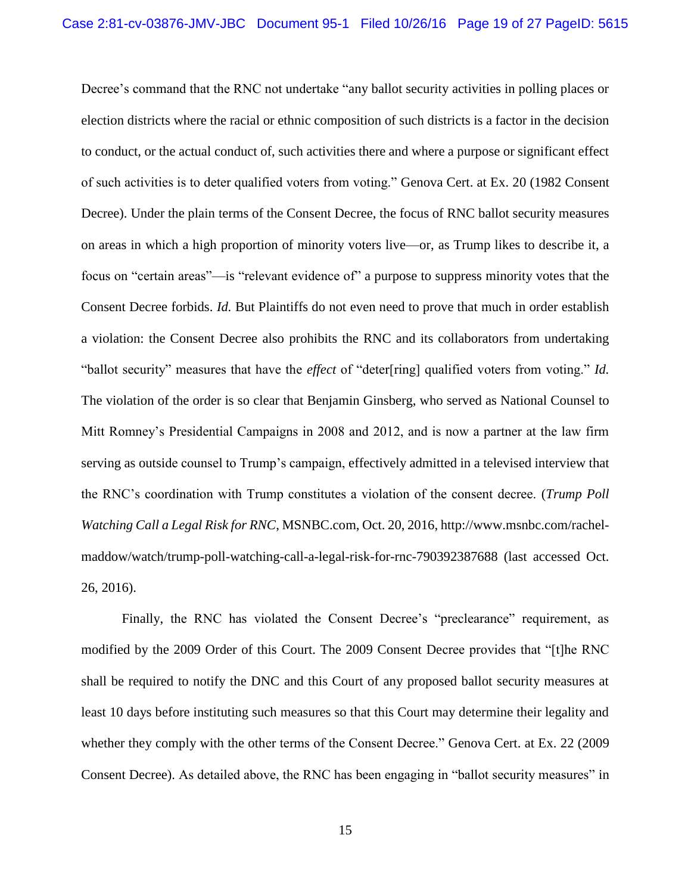Decree's command that the RNC not undertake "any ballot security activities in polling places or election districts where the racial or ethnic composition of such districts is a factor in the decision to conduct, or the actual conduct of, such activities there and where a purpose or significant effect of such activities is to deter qualified voters from voting." Genova Cert. at Ex. 20 (1982 Consent Decree). Under the plain terms of the Consent Decree, the focus of RNC ballot security measures on areas in which a high proportion of minority voters live—or, as Trump likes to describe it, a focus on "certain areas"—is "relevant evidence of" a purpose to suppress minority votes that the Consent Decree forbids. *Id.* But Plaintiffs do not even need to prove that much in order establish a violation: the Consent Decree also prohibits the RNC and its collaborators from undertaking "ballot security" measures that have the *effect* of "deter[ring] qualified voters from voting." *Id.* The violation of the order is so clear that Benjamin Ginsberg, who served as National Counsel to Mitt Romney's Presidential Campaigns in 2008 and 2012, and is now a partner at the law firm serving as outside counsel to Trump's campaign, effectively admitted in a televised interview that the RNC's coordination with Trump constitutes a violation of the consent decree. (*Trump Poll Watching Call a Legal Risk for RNC*, MSNBC.com, Oct. 20, 2016, http://www.msnbc.com/rachel-maddow/watch/trump-poll-watching-call-a-legal-risk-for-rnc-790392387688 (last accessed Oct. 26, 2016).

Finally, the RNC has violated the Consent Decree's "preclearance" requirement, as modified by the 2009 Order of this Court. The 2009 Consent Decree provides that "[t]he RNC shall be required to notify the DNC and this Court of any proposed ballot security measures at least 10 days before instituting such measures so that this Court may determine their legality and whether they comply with the other terms of the Consent Decree." Genova Cert. at Ex. 22 (2009 Consent Decree). As detailed above, the RNC has been engaging in "ballot security measures" in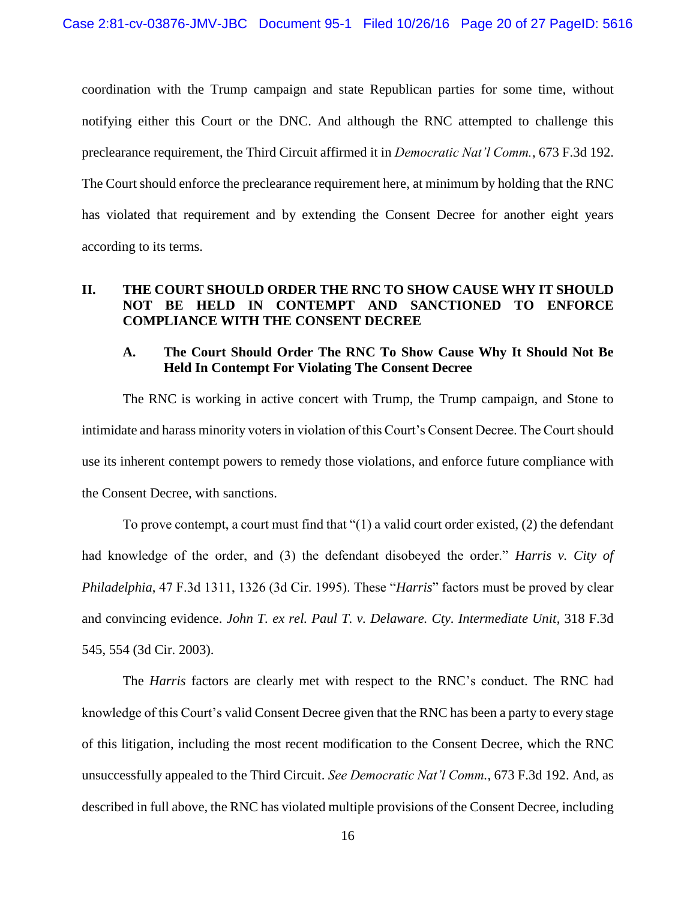coordination with the Trump campaign and state Republican parties for some time, without notifying either this Court or the DNC. And although the RNC attempted to challenge this preclearance requirement, the Third Circuit affirmed it in *Democratic Nat'l Comm.*, 673 F.3d 192. The Court should enforce the preclearance requirement here, at minimum by holding that the RNC has violated that requirement and by extending the Consent Decree for another eight years according to its terms.

## II. THE COURT SHOULD ORDER THE RNC TO SHOW CAUSE WHY IT SHOULD NOT BE HELD IN CONTEMPT AND SANCTIONED TO ENFORCE COMPLIANCE WITH THE CONSENT DECREE

### A. The Court Should Order The RNC To Show Cause Why It Should Not Be Held In Contempt For Violating The Consent Decree

The RNC is working in active concert with Trump, the Trump campaign, and Stone to intimidate and harass minority voters in violation of this Court's Consent Decree. The Court should use its inherent contempt powers to remedy those violations, and enforce future compliance with the Consent Decree, with sanctions.

To prove contempt, a court must find that "(1) a valid court order existed, (2) the defendant had knowledge of the order, and (3) the defendant disobeyed the order." *Harris v. City of Philadelphia*, 47 F.3d 1311, 1326 (3d Cir. 1995). These "*Harris*" factors must be proved by clear and convincing evidence. *John T. ex rel. Paul T. v. Delaware. Cty. Intermediate Unit*, 318 F.3d 545, 554 (3d Cir. 2003).

The *Harris* factors are clearly met with respect to the RNC's conduct. The RNC had knowledge of this Court's valid Consent Decree given that the RNC has been a party to every stage of this litigation, including the most recent modification to the Consent Decree, which the RNC unsuccessfully appealed to the Third Circuit. *See Democratic Nat'l Comm.*, 673 F.3d 192. And, as described in full above, the RNC has violated multiple provisions of the Consent Decree, including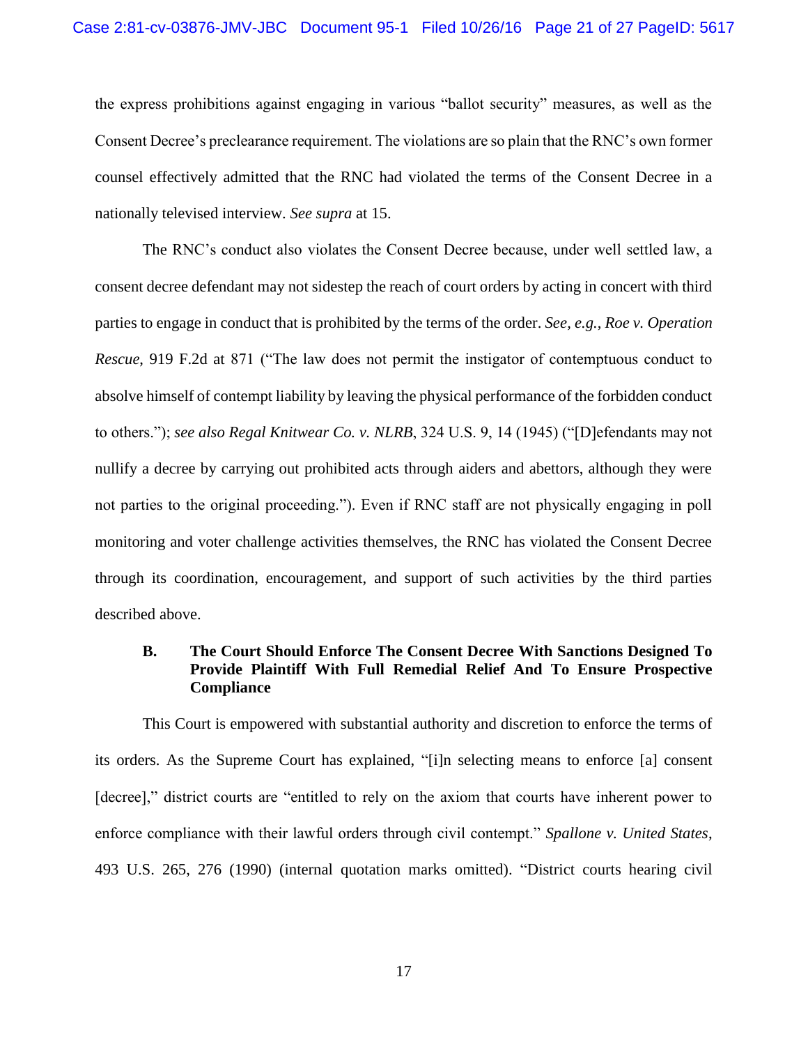the express prohibitions against engaging in various "ballot security" measures, as well as the Consent Decree's preclearance requirement. The violations are so plain that the RNC's own former counsel effectively admitted that the RNC had violated the terms of the Consent Decree in a nationally televised interview. *See supra* at 15.

The RNC's conduct also violates the Consent Decree because, under well settled law, a consent decree defendant may not sidestep the reach of court orders by acting in concert with third parties to engage in conduct that is prohibited by the terms of the order. *See, e.g.*, *Roe v. Operation Rescue*, 919 F.2d at 871 ("The law does not permit the instigator of contemptuous conduct to absolve himself of contempt liability by leaving the physical performance of the forbidden conduct to others."); *see also Regal Knitwear Co. v. NLRB*, 324 U.S. 9, 14 (1945) ("[D]efendants may not nullify a decree by carrying out prohibited acts through aiders and abettors, although they were not parties to the original proceeding."). Even if RNC staff are not physically engaging in poll monitoring and voter challenge activities themselves, the RNC has violated the Consent Decree through its coordination, encouragement, and support of such activities by the third parties described above.

### B. The Court Should Enforce The Consent Decree With Sanctions Designed To Provide Plaintiff With Full Remedial Relief And To Ensure Prospective Compliance

This Court is empowered with substantial authority and discretion to enforce the terms of its orders. As the Supreme Court has explained, "[i]n selecting means to enforce [a] consent [decree]," district courts are "entitled to rely on the axiom that courts have inherent power to enforce compliance with their lawful orders through civil contempt." *Spallone v. United States*, 493 U.S. 265, 276 (1990) (internal quotation marks omitted). "District courts hearing civil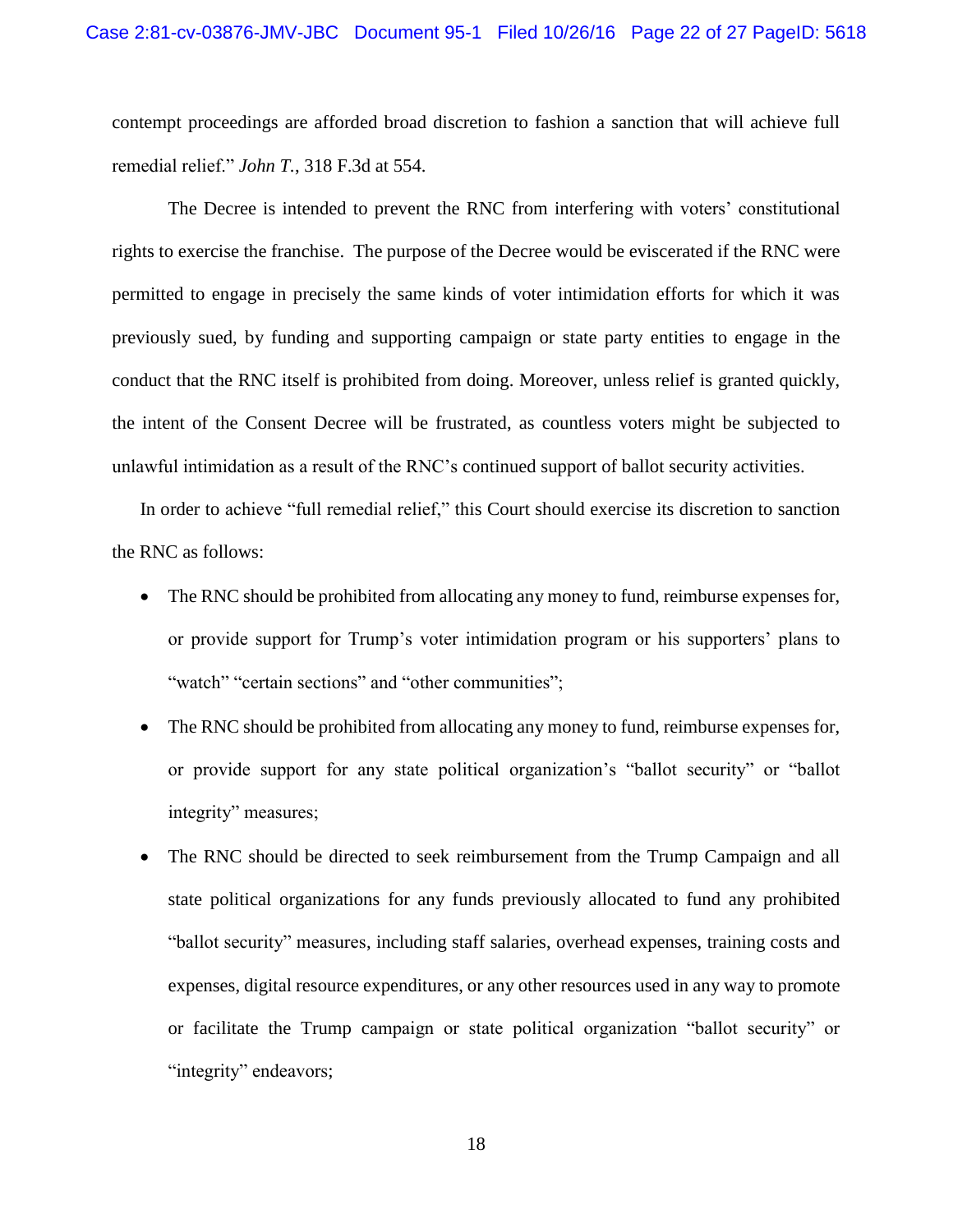contempt proceedings are afforded broad discretion to fashion a sanction that will achieve full remedial relief." *John T.*, 318 F.3d at 554.

The Decree is intended to prevent the RNC from interfering with voters' constitutional rights to exercise the franchise. The purpose of the Decree would be eviscerated if the RNC were permitted to engage in precisely the same kinds of voter intimidation efforts for which it was previously sued, by funding and supporting campaign or state party entities to engage in the conduct that the RNC itself is prohibited from doing. Moreover, unless relief is granted quickly, the intent of the Consent Decree will be frustrated, as countless voters might be subjected to unlawful intimidation as a result of the RNC's continued support of ballot security activities.

In order to achieve "full remedial relief," this Court should exercise its discretion to sanction the RNC as follows:

- The RNC should be prohibited from allocating any money to fund, reimburse expenses for, or provide support for Trump's voter intimidation program or his supporters' plans to "watch" "certain sections" and "other communities";
- The RNC should be prohibited from allocating any money to fund, reimburse expenses for, or provide support for any state political organization's "ballot security" or "ballot integrity" measures;
- The RNC should be directed to seek reimbursement from the Trump Campaign and all state political organizations for any funds previously allocated to fund any prohibited "ballot security" measures, including staff salaries, overhead expenses, training costs and expenses, digital resource expenditures, or any other resources used in any way to promote or facilitate the Trump campaign or state political organization "ballot security" or "integrity" endeavors;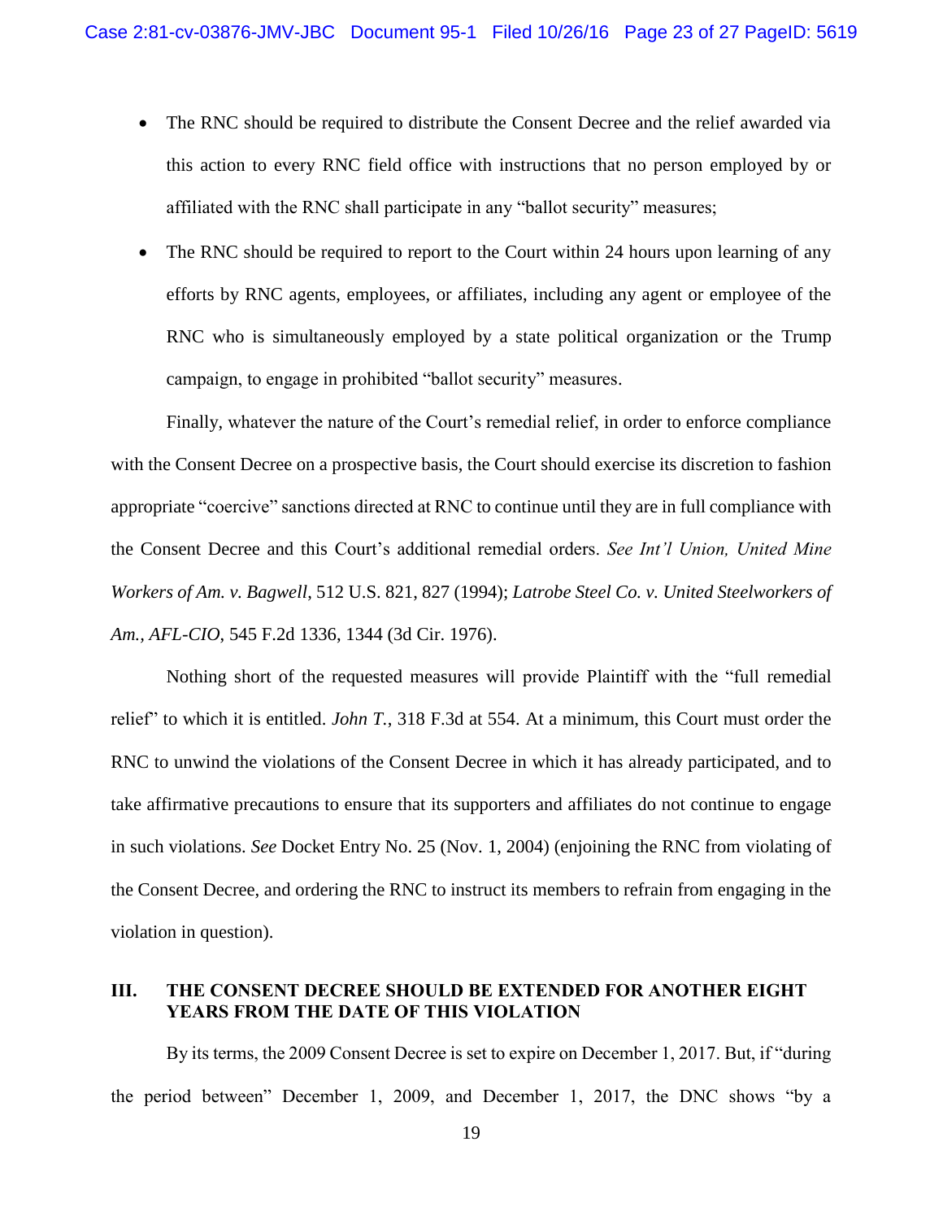- The RNC should be required to distribute the Consent Decree and the relief awarded via this action to every RNC field office with instructions that no person employed by or affiliated with the RNC shall participate in any "ballot security" measures;
- The RNC should be required to report to the Court within 24 hours upon learning of any efforts by RNC agents, employees, or affiliates, including any agent or employee of the RNC who is simultaneously employed by a state political organization or the Trump campaign, to engage in prohibited "ballot security" measures.

Finally, whatever the nature of the Court's remedial relief, in order to enforce compliance with the Consent Decree on a prospective basis, the Court should exercise its discretion to fashion appropriate "coercive" sanctions directed at RNC to continue until they are in full compliance with the Consent Decree and this Court's additional remedial orders. *See Int'l Union, United Mine Workers of Am. v. Bagwell*, 512 U.S. 821, 827 (1994); *Latrobe Steel Co. v. United Steelworkers of Am., AFL-CIO*, 545 F.2d 1336, 1344 (3d Cir. 1976).

Nothing short of the requested measures will provide Plaintiff with the "full remedial relief" to which it is entitled. *John T.*, 318 F.3d at 554. At a minimum, this Court must order the RNC to unwind the violations of the Consent Decree in which it has already participated, and to take affirmative precautions to ensure that its supporters and affiliates do not continue to engage in such violations. *See* Docket Entry No. 25 (Nov. 1, 2004) (enjoining the RNC from violating of the Consent Decree, and ordering the RNC to instruct its members to refrain from engaging in the violation in question).

## III. THE CONSENT DECREE SHOULD BE EXTENDED FOR ANOTHER EIGHT YEARS FROM THE DATE OF THIS VIOLATION

By its terms, the 2009 Consent Decree is set to expire on December 1, 2017. But, if "during the period between" December 1, 2009, and December 1, 2017, the DNC shows "by a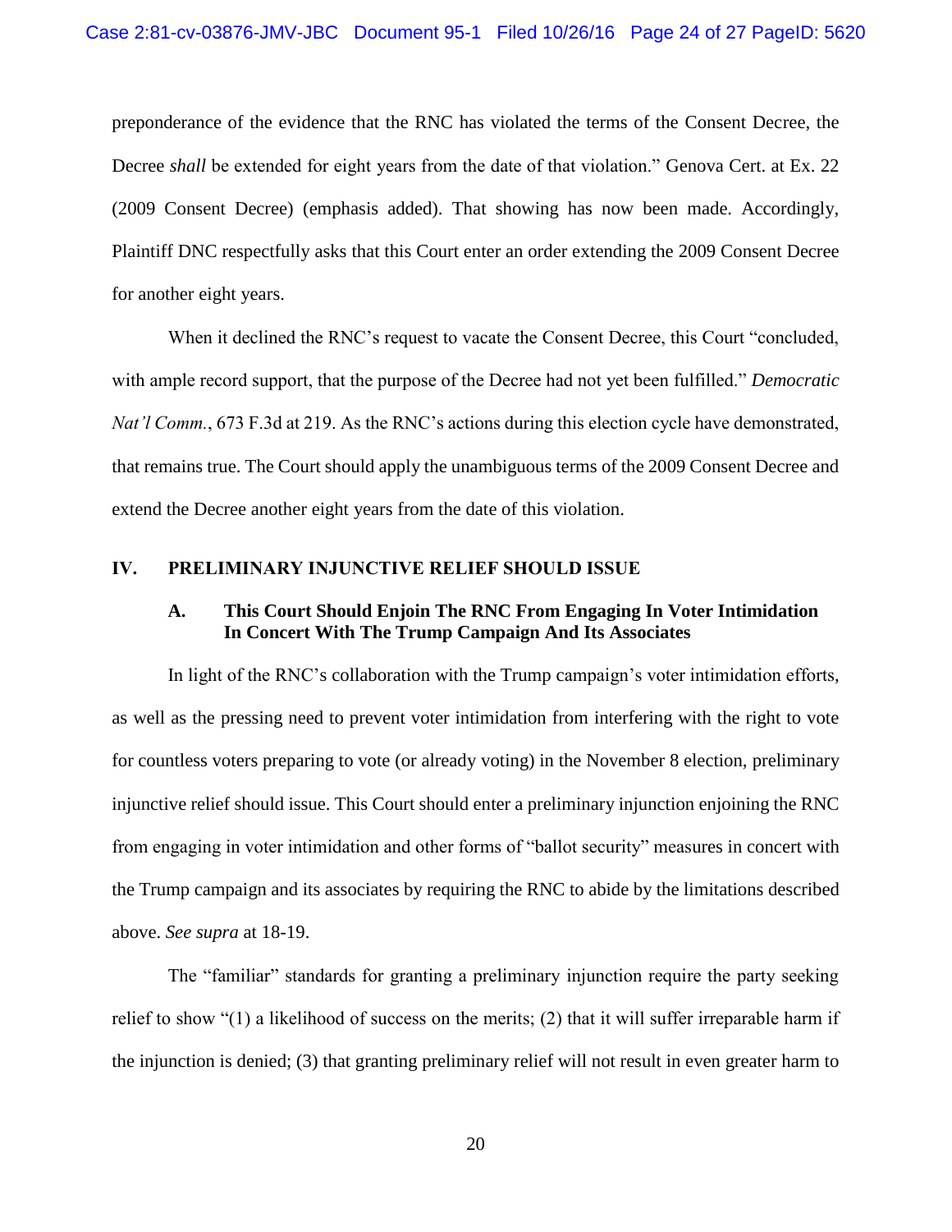preponderance of the evidence that the RNC has violated the terms of the Consent Decree, the Decree *shall* be extended for eight years from the date of that violation." Genova Cert. at Ex. 22 (2009 Consent Decree) (emphasis added). That showing has now been made. Accordingly, Plaintiff DNC respectfully asks that this Court enter an order extending the 2009 Consent Decree for another eight years.

When it declined the RNC's request to vacate the Consent Decree, this Court "concluded, with ample record support, that the purpose of the Decree had not yet been fulfilled." *Democratic Nat'l Comm.*, 673 F.3d at 219. As the RNC's actions during this election cycle have demonstrated, that remains true. The Court should apply the unambiguous terms of the 2009 Consent Decree and extend the Decree another eight years from the date of this violation.

## IV. PRELIMINARY INJUNCTIVE RELIEF SHOULD ISSUE

### A. This Court Should Enjoin The RNC From Engaging In Voter Intimidation In Concert With The Trump Campaign And Its Associates

In light of the RNC's collaboration with the Trump campaign's voter intimidation efforts, as well as the pressing need to prevent voter intimidation from interfering with the right to vote for countless voters preparing to vote (or already voting) in the November 8 election, preliminary injunctive relief should issue. This Court should enter a preliminary injunction enjoining the RNC from engaging in voter intimidation and other forms of "ballot security" measures in concert with the Trump campaign and its associates by requiring the RNC to abide by the limitations described above. *See supra* at 18-19.

The "familiar" standards for granting a preliminary injunction require the party seeking relief to show "(1) a likelihood of success on the merits; (2) that it will suffer irreparable harm if the injunction is denied; (3) that granting preliminary relief will not result in even greater harm to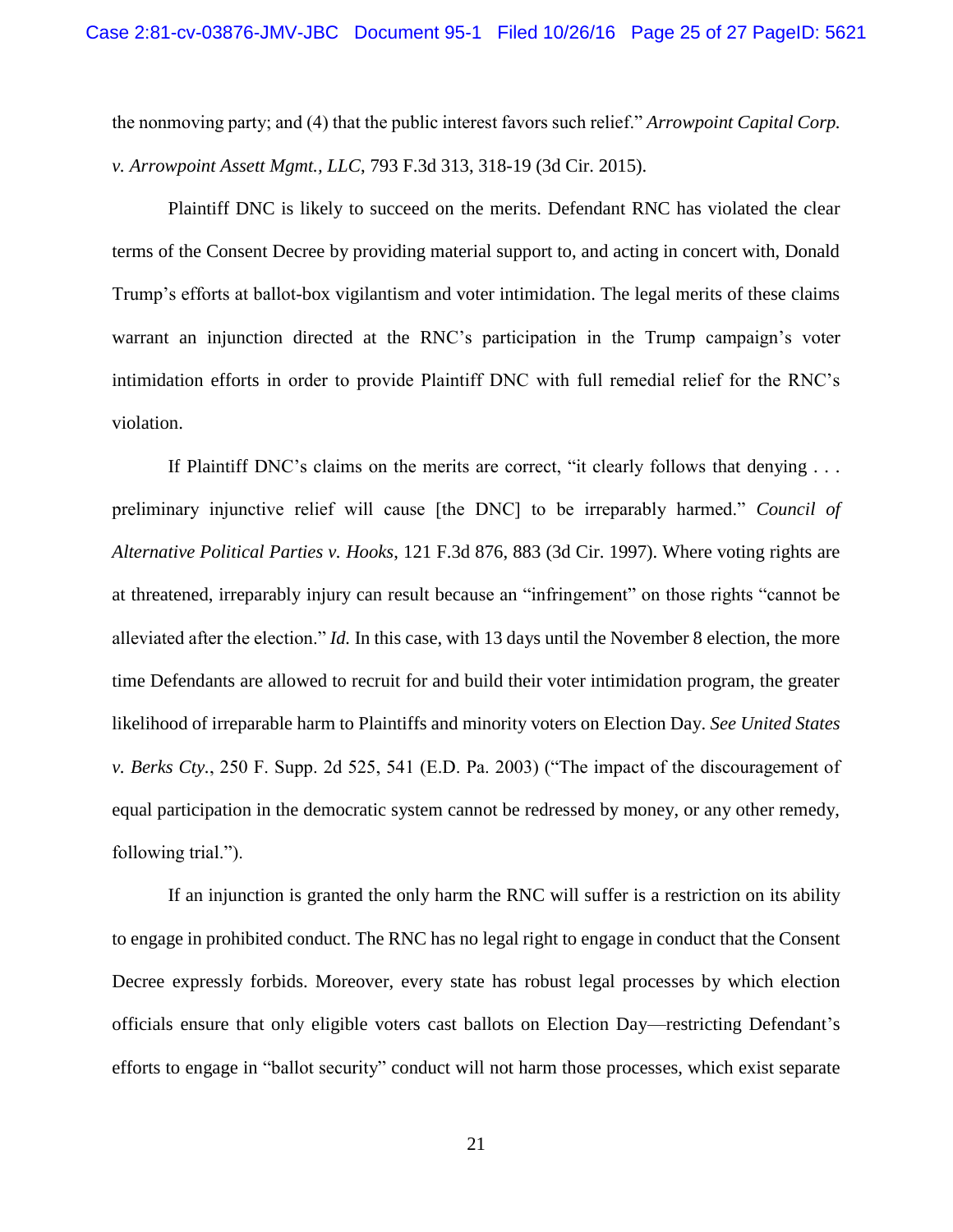the nonmoving party; and (4) that the public interest favors such relief." *Arrowpoint Capital Corp. v. Arrowpoint Assett Mgmt., LLC*, 793 F.3d 313, 318-19 (3d Cir. 2015).

Plaintiff DNC is likely to succeed on the merits. Defendant RNC has violated the clear terms of the Consent Decree by providing material support to, and acting in concert with, Donald Trump's efforts at ballot-box vigilantism and voter intimidation. The legal merits of these claims warrant an injunction directed at the RNC's participation in the Trump campaign's voter intimidation efforts in order to provide Plaintiff DNC with full remedial relief for the RNC's violation.

If Plaintiff DNC's claims on the merits are correct, "it clearly follows that denying . . . preliminary injunctive relief will cause [the DNC] to be irreparably harmed." *Council of Alternative Political Parties v. Hooks*, 121 F.3d 876, 883 (3d Cir. 1997). Where voting rights are at threatened, irreparably injury can result because an "infringement" on those rights "cannot be alleviated after the election." *Id.* In this case, with 13 days until the November 8 election, the more time Defendants are allowed to recruit for and build their voter intimidation program, the greater likelihood of irreparable harm to Plaintiffs and minority voters on Election Day. *See United States v. Berks Cty.*, 250 F. Supp. 2d 525, 541 (E.D. Pa. 2003) ("The impact of the discouragement of equal participation in the democratic system cannot be redressed by money, or any other remedy, following trial.").

If an injunction is granted the only harm the RNC will suffer is a restriction on its ability to engage in prohibited conduct. The RNC has no legal right to engage in conduct that the Consent Decree expressly forbids. Moreover, every state has robust legal processes by which election officials ensure that only eligible voters cast ballots on Election Day—restricting Defendant's efforts to engage in "ballot security" conduct will not harm those processes, which exist separate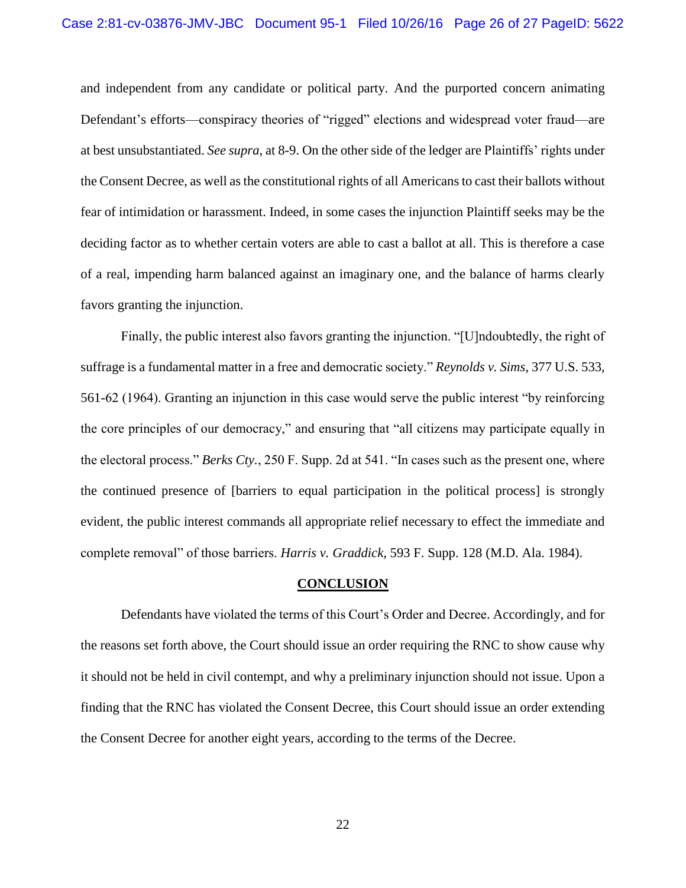and independent from any candidate or political party. And the purported concern animating Defendant's efforts—conspiracy theories of "rigged" elections and widespread voter fraud—are at best unsubstantiated. *See supra*, at 8-9. On the other side of the ledger are Plaintiffs' rights under the Consent Decree, as well as the constitutional rights of all Americans to cast their ballots without fear of intimidation or harassment. Indeed, in some cases the injunction Plaintiff seeks may be the deciding factor as to whether certain voters are able to cast a ballot at all. This is therefore a case of a real, impending harm balanced against an imaginary one, and the balance of harms clearly favors granting the injunction.

Finally, the public interest also favors granting the injunction. "[U]ndoubtedly, the right of suffrage is a fundamental matter in a free and democratic society." *Reynolds v. Sims*, 377 U.S. 533, 561-62 (1964). Granting an injunction in this case would serve the public interest "by reinforcing the core principles of our democracy," and ensuring that "all citizens may participate equally in the electoral process." *Berks Cty.*, 250 F. Supp. 2d at 541. "In cases such as the present one, where the continued presence of [barriers to equal participation in the political process] is strongly evident, the public interest commands all appropriate relief necessary to effect the immediate and complete removal" of those barriers. *Harris v. Graddick*, 593 F. Supp. 128 (M.D. Ala. 1984).

## CONCLUSION

Defendants have violated the terms of this Court's Order and Decree. Accordingly, and for the reasons set forth above, the Court should issue an order requiring the RNC to show cause why it should not be held in civil contempt, and why a preliminary injunction should not issue. Upon a finding that the RNC has violated the Consent Decree, this Court should issue an order extending the Consent Decree for another eight years, according to the terms of the Decree.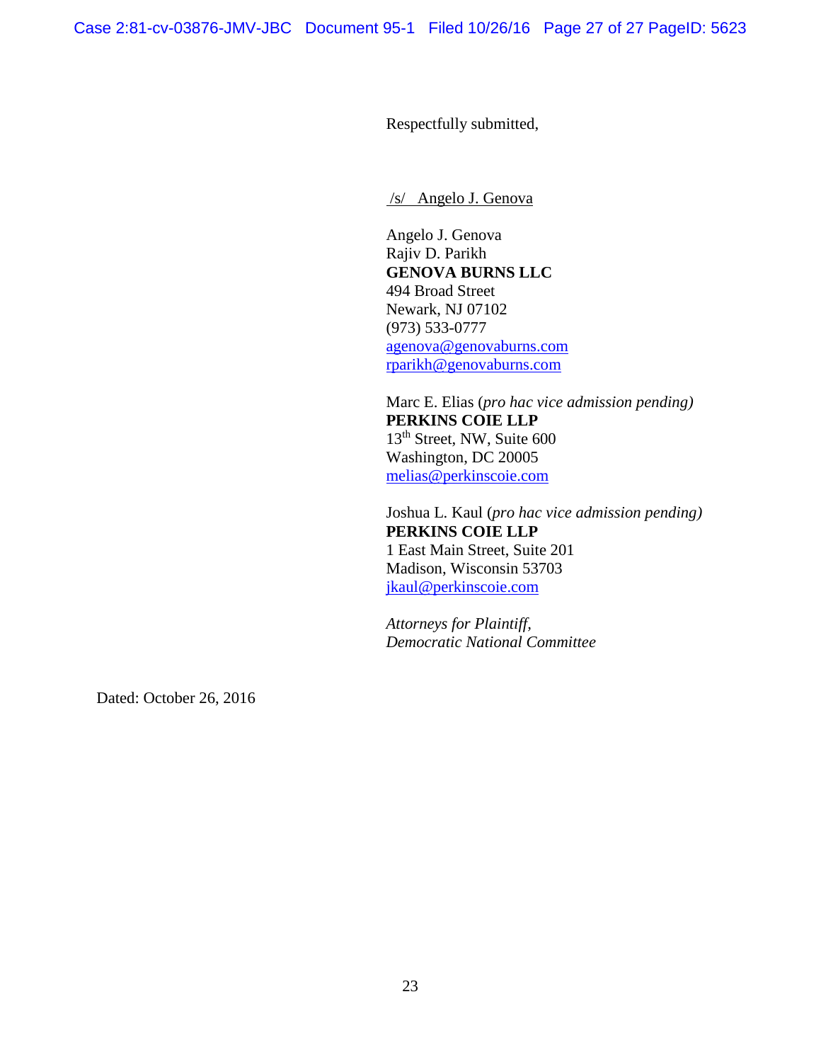Respectfully submitted,

/s/ Angelo J. Genova

Angelo J. Genova
Rajiv D. Parikh
**GENOVA BURNS LLC**
494 Broad Street
Newark, NJ 07102
(973) 533-0777
agenova@genovaburns.com
rparikh@genovaburns.com

Marc E. Elias (*pro hac vice admission pending)*
**PERKINS COIE LLP**
13th Street, NW, Suite 600
Washington, DC 20005
melias@perkinscoie.com

Joshua L. Kaul (*pro hac vice admission pending)*
**PERKINS COIE LLP**
1 East Main Street, Suite 201
Madison, Wisconsin 53703
jkaul@perkinscoie.com

*Attorneys for Plaintiff,*
*Democratic National Committee*

Dated: October 26, 2016